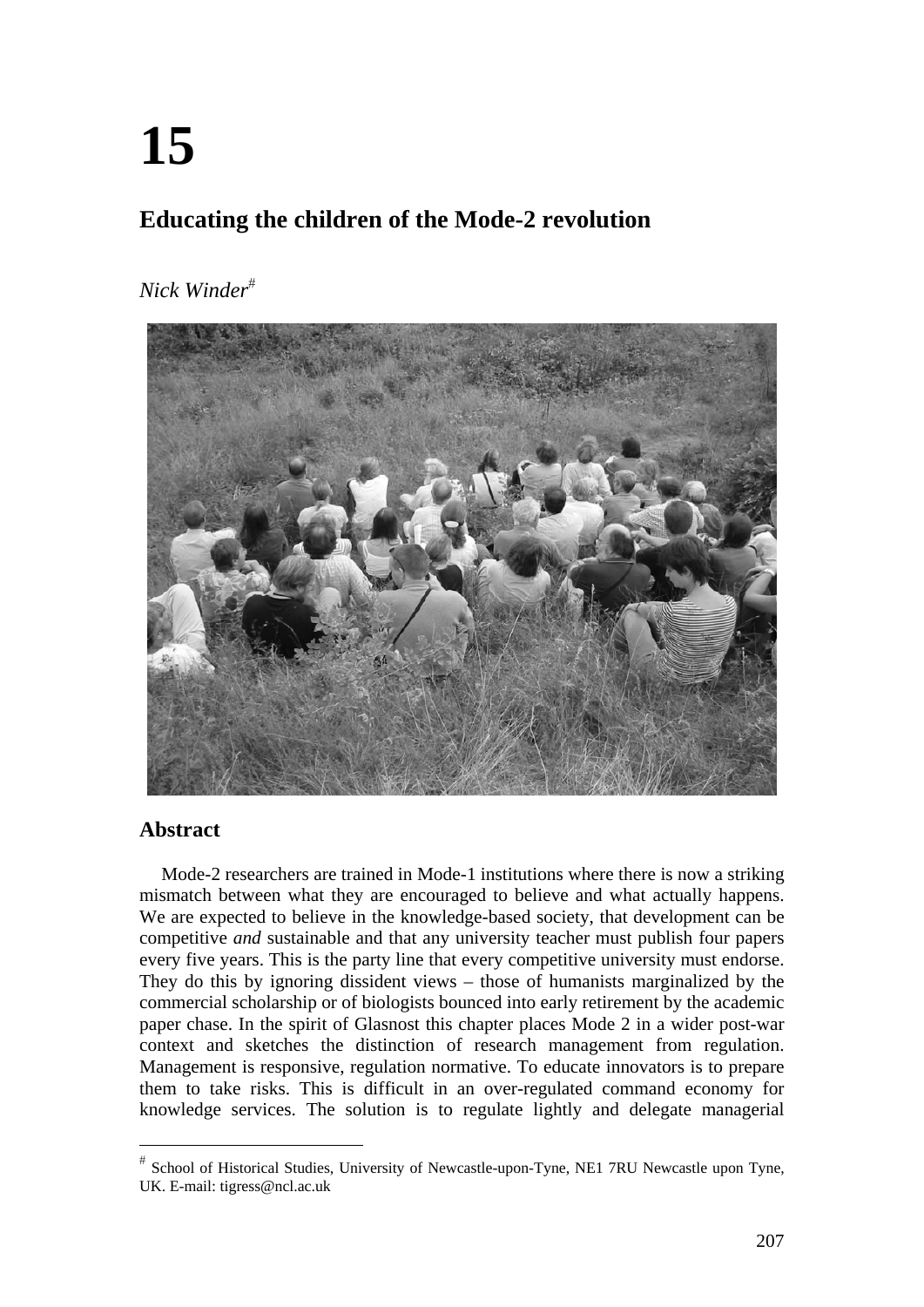# 15

## Educating the children of the Mode-2 revolution

*Nick Winder*[#]

### Abstract

Mode-2 researchers are trained in Mode-1 institutions where there is now a striking mismatch between what they are encouraged to believe and what actually happens. We are expected to believe in the knowledge-based society, that development can be competitive *and* sustainable and that any university teacher must publish four papers every five years. This is the party line that every competitive university must endorse. They do this by ignoring dissident views – those of humanists marginalized by the commercial scholarship or of biologists bounced into early retirement by the academic paper chase. In the spirit of Glasnost this chapter places Mode 2 in a wider post-war context and sketches the distinction of research management from regulation. Management is responsive, regulation normative. To educate innovators is to prepare them to take risks. This is difficult in an over-regulated command economy for knowledge services. The solution is to regulate lightly and delegate managerial

[#] School of Historical Studies, University of Newcastle-upon-Tyne, NE1 7RU Newcastle upon Tyne, UK. E-mail: tigress@ncl.ac.uk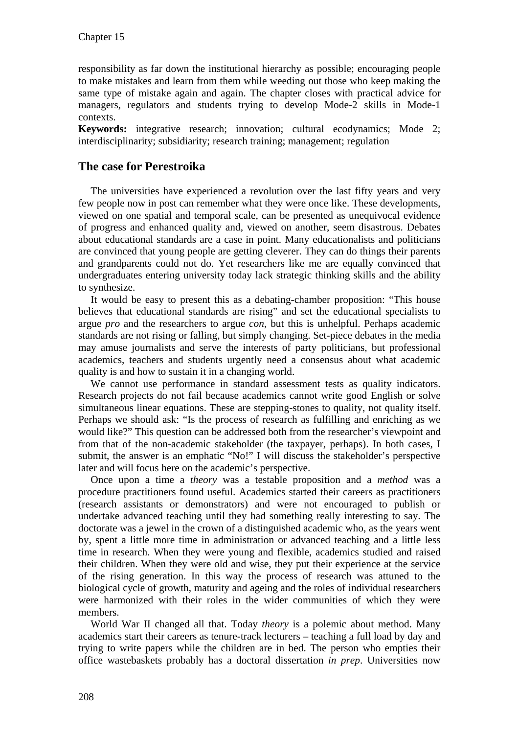responsibility as far down the institutional hierarchy as possible; encouraging people to make mistakes and learn from them while weeding out those who keep making the same type of mistake again and again. The chapter closes with practical advice for managers, regulators and students trying to develop Mode-2 skills in Mode-1 contexts.

**Keywords:** integrative research; innovation; cultural ecodynamics; Mode 2; interdisciplinarity; subsidiarity; research training; management; regulation

## The case for Perestroika

The universities have experienced a revolution over the last fifty years and very few people now in post can remember what they were once like. These developments, viewed on one spatial and temporal scale, can be presented as unequivocal evidence of progress and enhanced quality and, viewed on another, seem disastrous. Debates about educational standards are a case in point. Many educationalists and politicians are convinced that young people are getting cleverer. They can do things their parents and grandparents could not do. Yet researchers like me are equally convinced that undergraduates entering university today lack strategic thinking skills and the ability to synthesize.

It would be easy to present this as a debating-chamber proposition: "This house believes that educational standards are rising" and set the educational specialists to argue *pro* and the researchers to argue *con*, but this is unhelpful. Perhaps academic standards are not rising or falling, but simply changing. Set-piece debates in the media may amuse journalists and serve the interests of party politicians, but professional academics, teachers and students urgently need a consensus about what academic quality is and how to sustain it in a changing world.

We cannot use performance in standard assessment tests as quality indicators. Research projects do not fail because academics cannot write good English or solve simultaneous linear equations. These are stepping-stones to quality, not quality itself. Perhaps we should ask: "Is the process of research as fulfilling and enriching as we would like?" This question can be addressed both from the researcher's viewpoint and from that of the non-academic stakeholder (the taxpayer, perhaps). In both cases, I submit, the answer is an emphatic "No!" I will discuss the stakeholder's perspective later and will focus here on the academic's perspective.

Once upon a time a *theory* was a testable proposition and a *method* was a procedure practitioners found useful. Academics started their careers as practitioners (research assistants or demonstrators) and were not encouraged to publish or undertake advanced teaching until they had something really interesting to say. The doctorate was a jewel in the crown of a distinguished academic who, as the years went by, spent a little more time in administration or advanced teaching and a little less time in research. When they were young and flexible, academics studied and raised their children. When they were old and wise, they put their experience at the service of the rising generation. In this way the process of research was attuned to the biological cycle of growth, maturity and ageing and the roles of individual researchers were harmonized with their roles in the wider communities of which they were members.

World War II changed all that. Today *theory* is a polemic about method. Many academics start their careers as tenure-track lecturers – teaching a full load by day and trying to write papers while the children are in bed. The person who empties their office wastebaskets probably has a doctoral dissertation *in prep*. Universities now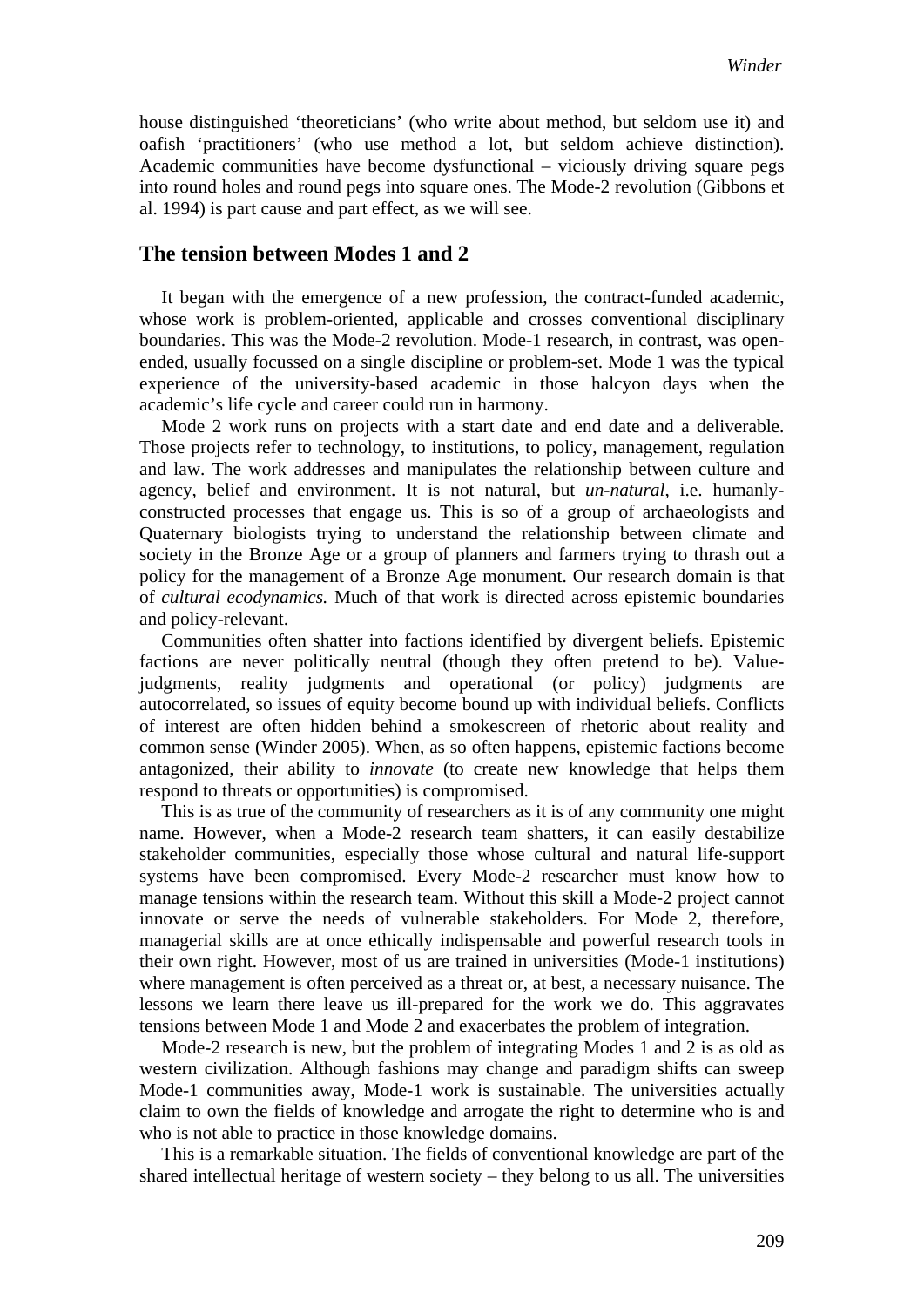house distinguished 'theoreticians' (who write about method, but seldom use it) and oafish 'practitioners' (who use method a lot, but seldom achieve distinction). Academic communities have become dysfunctional – viciously driving square pegs into round holes and round pegs into square ones. The Mode-2 revolution (Gibbons et al. 1994) is part cause and part effect, as we will see.

## The tension between Modes 1 and 2

It began with the emergence of a new profession, the contract-funded academic, whose work is problem-oriented, applicable and crosses conventional disciplinary boundaries. This was the Mode-2 revolution. Mode-1 research, in contrast, was open-ended, usually focussed on a single discipline or problem-set. Mode 1 was the typical experience of the university-based academic in those halcyon days when the academic's life cycle and career could run in harmony.

Mode 2 work runs on projects with a start date and end date and a deliverable. Those projects refer to technology, to institutions, to policy, management, regulation and law. The work addresses and manipulates the relationship between culture and agency, belief and environment. It is not natural, but *un-natural*, i.e. humanly-constructed processes that engage us. This is so of a group of archaeologists and Quaternary biologists trying to understand the relationship between climate and society in the Bronze Age or a group of planners and farmers trying to thrash out a policy for the management of a Bronze Age monument. Our research domain is that of *cultural ecodynamics.* Much of that work is directed across epistemic boundaries and policy-relevant.

Communities often shatter into factions identified by divergent beliefs. Epistemic factions are never politically neutral (though they often pretend to be). Value-judgments, reality judgments and operational (or policy) judgments are autocorrelated, so issues of equity become bound up with individual beliefs. Conflicts of interest are often hidden behind a smokescreen of rhetoric about reality and common sense (Winder 2005). When, as so often happens, epistemic factions become antagonized, their ability to *innovate* (to create new knowledge that helps them respond to threats or opportunities) is compromised.

This is as true of the community of researchers as it is of any community one might name. However, when a Mode-2 research team shatters, it can easily destabilize stakeholder communities, especially those whose cultural and natural life-support systems have been compromised. Every Mode-2 researcher must know how to manage tensions within the research team. Without this skill a Mode-2 project cannot innovate or serve the needs of vulnerable stakeholders. For Mode 2, therefore, managerial skills are at once ethically indispensable and powerful research tools in their own right. However, most of us are trained in universities (Mode-1 institutions) where management is often perceived as a threat or, at best, a necessary nuisance. The lessons we learn there leave us ill-prepared for the work we do. This aggravates tensions between Mode 1 and Mode 2 and exacerbates the problem of integration.

Mode-2 research is new, but the problem of integrating Modes 1 and 2 is as old as western civilization. Although fashions may change and paradigm shifts can sweep Mode-1 communities away, Mode-1 work is sustainable. The universities actually claim to own the fields of knowledge and arrogate the right to determine who is and who is not able to practice in those knowledge domains.

This is a remarkable situation. The fields of conventional knowledge are part of the shared intellectual heritage of western society – they belong to us all. The universities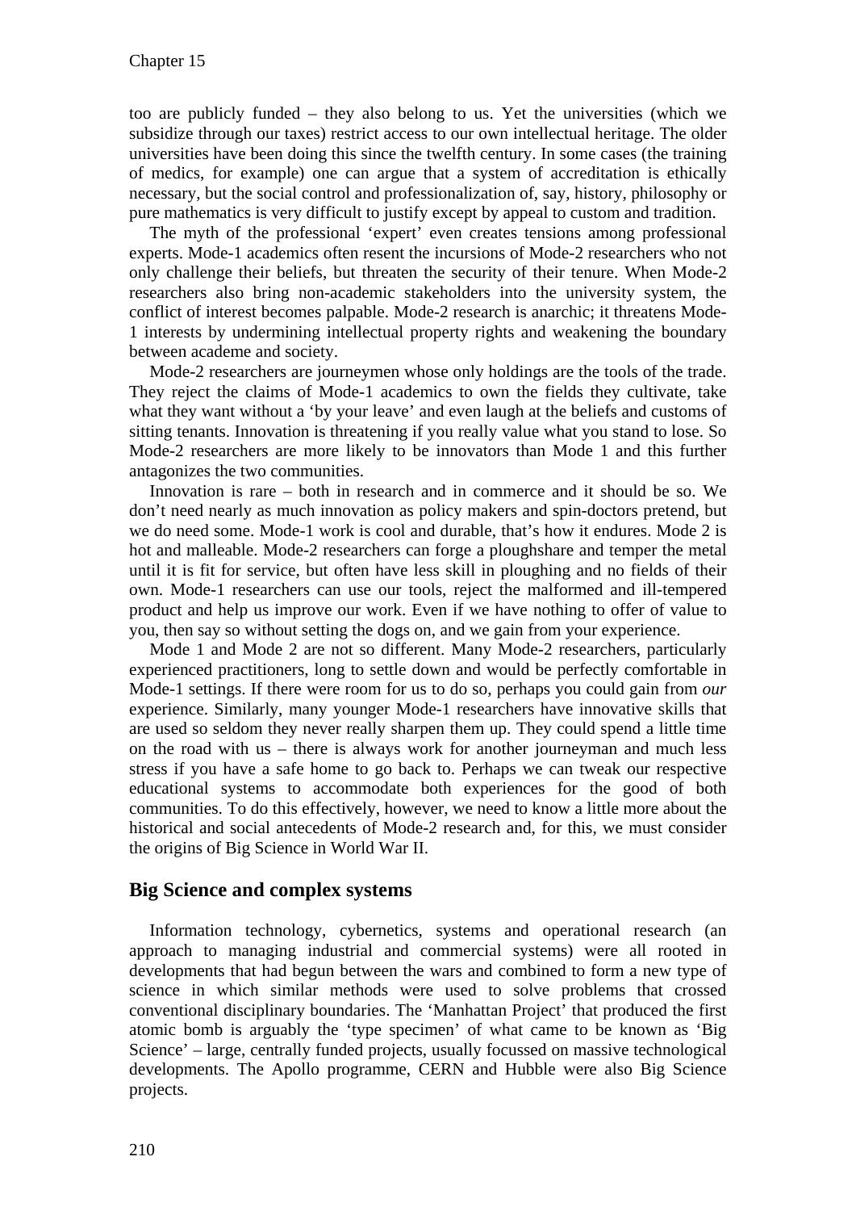too are publicly funded – they also belong to us. Yet the universities (which we subsidize through our taxes) restrict access to our own intellectual heritage. The older universities have been doing this since the twelfth century. In some cases (the training of medics, for example) one can argue that a system of accreditation is ethically necessary, but the social control and professionalization of, say, history, philosophy or pure mathematics is very difficult to justify except by appeal to custom and tradition.

The myth of the professional 'expert' even creates tensions among professional experts. Mode-1 academics often resent the incursions of Mode-2 researchers who not only challenge their beliefs, but threaten the security of their tenure. When Mode-2 researchers also bring non-academic stakeholders into the university system, the conflict of interest becomes palpable. Mode-2 research is anarchic; it threatens Mode-1 interests by undermining intellectual property rights and weakening the boundary between academe and society.

Mode-2 researchers are journeymen whose only holdings are the tools of the trade. They reject the claims of Mode-1 academics to own the fields they cultivate, take what they want without a 'by your leave' and even laugh at the beliefs and customs of sitting tenants. Innovation is threatening if you really value what you stand to lose. So Mode-2 researchers are more likely to be innovators than Mode 1 and this further antagonizes the two communities.

Innovation is rare – both in research and in commerce and it should be so. We don't need nearly as much innovation as policy makers and spin-doctors pretend, but we do need some. Mode-1 work is cool and durable, that's how it endures. Mode 2 is hot and malleable. Mode-2 researchers can forge a ploughshare and temper the metal until it is fit for service, but often have less skill in ploughing and no fields of their own. Mode-1 researchers can use our tools, reject the malformed and ill-tempered product and help us improve our work. Even if we have nothing to offer of value to you, then say so without setting the dogs on, and we gain from your experience.

Mode 1 and Mode 2 are not so different. Many Mode-2 researchers, particularly experienced practitioners, long to settle down and would be perfectly comfortable in Mode-1 settings. If there were room for us to do so, perhaps you could gain from *our* experience. Similarly, many younger Mode-1 researchers have innovative skills that are used so seldom they never really sharpen them up. They could spend a little time on the road with us – there is always work for another journeyman and much less stress if you have a safe home to go back to. Perhaps we can tweak our respective educational systems to accommodate both experiences for the good of both communities. To do this effectively, however, we need to know a little more about the historical and social antecedents of Mode-2 research and, for this, we must consider the origins of Big Science in World War II.

## Big Science and complex systems

Information technology, cybernetics, systems and operational research (an approach to managing industrial and commercial systems) were all rooted in developments that had begun between the wars and combined to form a new type of science in which similar methods were used to solve problems that crossed conventional disciplinary boundaries. The 'Manhattan Project' that produced the first atomic bomb is arguably the 'type specimen' of what came to be known as 'Big Science' – large, centrally funded projects, usually focussed on massive technological developments. The Apollo programme, CERN and Hubble were also Big Science projects.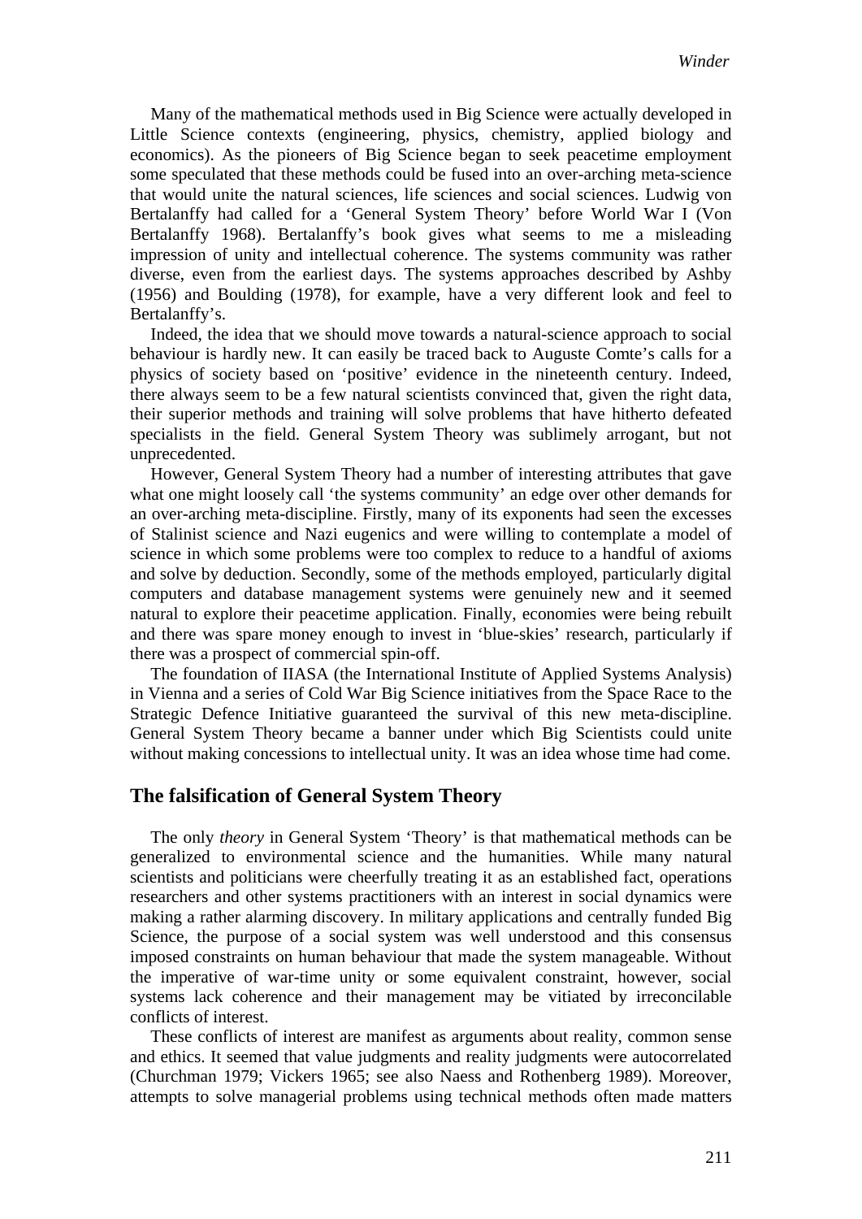Many of the mathematical methods used in Big Science were actually developed in Little Science contexts (engineering, physics, chemistry, applied biology and economics). As the pioneers of Big Science began to seek peacetime employment some speculated that these methods could be fused into an over-arching meta-science that would unite the natural sciences, life sciences and social sciences. Ludwig von Bertalanffy had called for a 'General System Theory' before World War I (Von Bertalanffy 1968). Bertalanffy's book gives what seems to me a misleading impression of unity and intellectual coherence. The systems community was rather diverse, even from the earliest days. The systems approaches described by Ashby (1956) and Boulding (1978), for example, have a very different look and feel to Bertalanffy's.

Indeed, the idea that we should move towards a natural-science approach to social behaviour is hardly new. It can easily be traced back to Auguste Comte's calls for a physics of society based on 'positive' evidence in the nineteenth century. Indeed, there always seem to be a few natural scientists convinced that, given the right data, their superior methods and training will solve problems that have hitherto defeated specialists in the field. General System Theory was sublimely arrogant, but not unprecedented.

However, General System Theory had a number of interesting attributes that gave what one might loosely call 'the systems community' an edge over other demands for an over-arching meta-discipline. Firstly, many of its exponents had seen the excesses of Stalinist science and Nazi eugenics and were willing to contemplate a model of science in which some problems were too complex to reduce to a handful of axioms and solve by deduction. Secondly, some of the methods employed, particularly digital computers and database management systems were genuinely new and it seemed natural to explore their peacetime application. Finally, economies were being rebuilt and there was spare money enough to invest in 'blue-skies' research, particularly if there was a prospect of commercial spin-off.

The foundation of IIASA (the International Institute of Applied Systems Analysis) in Vienna and a series of Cold War Big Science initiatives from the Space Race to the Strategic Defence Initiative guaranteed the survival of this new meta-discipline. General System Theory became a banner under which Big Scientists could unite without making concessions to intellectual unity. It was an idea whose time had come.

## The falsification of General System Theory

The only *theory* in General System 'Theory' is that mathematical methods can be generalized to environmental science and the humanities. While many natural scientists and politicians were cheerfully treating it as an established fact, operations researchers and other systems practitioners with an interest in social dynamics were making a rather alarming discovery. In military applications and centrally funded Big Science, the purpose of a social system was well understood and this consensus imposed constraints on human behaviour that made the system manageable. Without the imperative of war-time unity or some equivalent constraint, however, social systems lack coherence and their management may be vitiated by irreconcilable conflicts of interest.

These conflicts of interest are manifest as arguments about reality, common sense and ethics. It seemed that value judgments and reality judgments were autocorrelated (Churchman 1979; Vickers 1965; see also Naess and Rothenberg 1989). Moreover, attempts to solve managerial problems using technical methods often made matters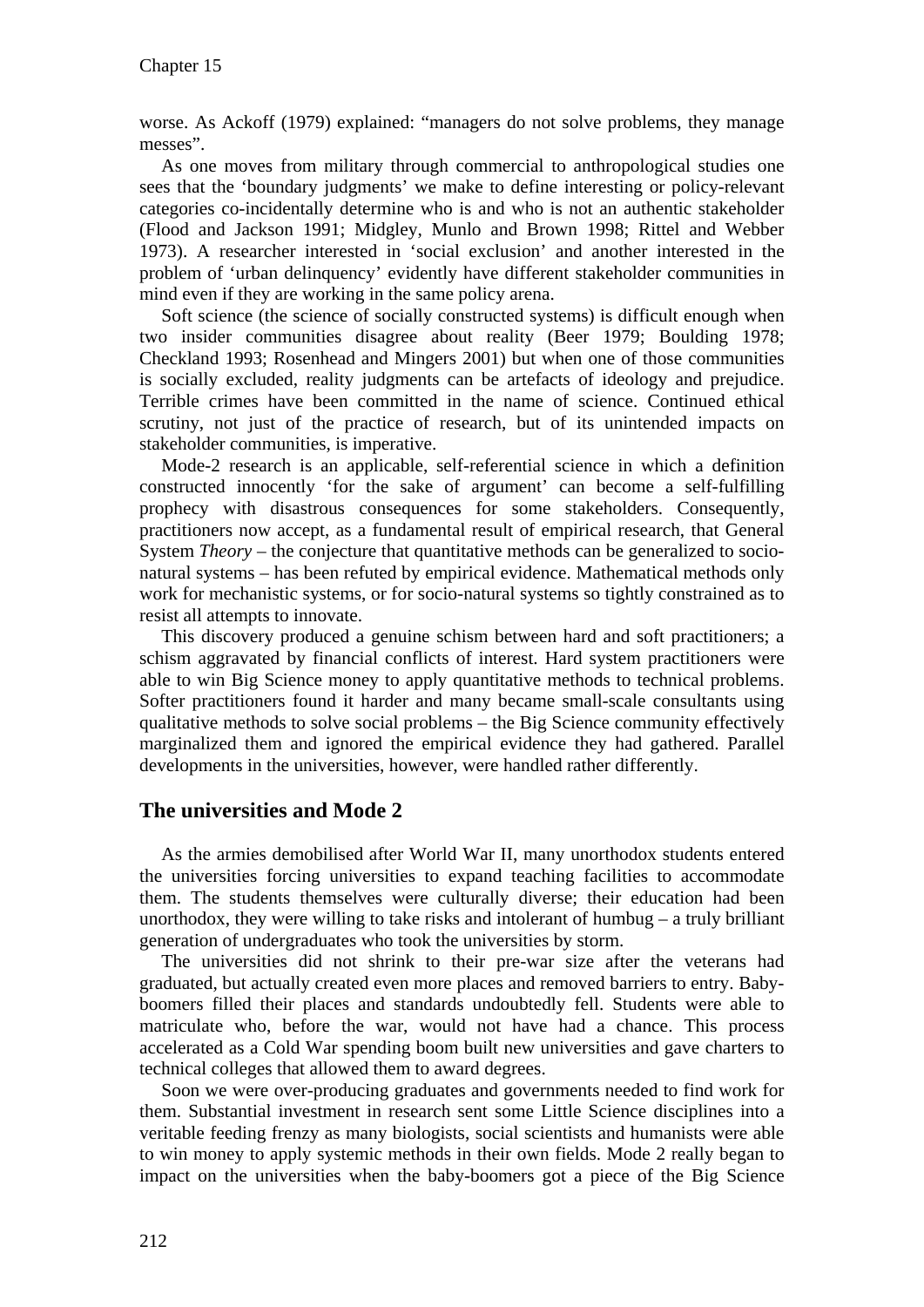worse. As Ackoff (1979) explained: “managers do not solve problems, they manage messes”.

As one moves from military through commercial to anthropological studies one sees that the ‘boundary judgments’ we make to define interesting or policy-relevant categories co-incidentally determine who is and who is not an authentic stakeholder (Flood and Jackson 1991; Midgley, Munlo and Brown 1998; Rittel and Webber 1973). A researcher interested in ‘social exclusion’ and another interested in the problem of ‘urban delinquency’ evidently have different stakeholder communities in mind even if they are working in the same policy arena.

Soft science (the science of socially constructed systems) is difficult enough when two insider communities disagree about reality (Beer 1979; Boulding 1978; Checkland 1993; Rosenhead and Mingers 2001) but when one of those communities is socially excluded, reality judgments can be artefacts of ideology and prejudice. Terrible crimes have been committed in the name of science. Continued ethical scrutiny, not just of the practice of research, but of its unintended impacts on stakeholder communities, is imperative.

Mode-2 research is an applicable, self-referential science in which a definition constructed innocently ‘for the sake of argument’ can become a self-fulfilling prophecy with disastrous consequences for some stakeholders. Consequently, practitioners now accept, as a fundamental result of empirical research, that General System *Theory* – the conjecture that quantitative methods can be generalized to socio-natural systems – has been refuted by empirical evidence. Mathematical methods only work for mechanistic systems, or for socio-natural systems so tightly constrained as to resist all attempts to innovate.

This discovery produced a genuine schism between hard and soft practitioners; a schism aggravated by financial conflicts of interest. Hard system practitioners were able to win Big Science money to apply quantitative methods to technical problems. Softer practitioners found it harder and many became small-scale consultants using qualitative methods to solve social problems – the Big Science community effectively marginalized them and ignored the empirical evidence they had gathered. Parallel developments in the universities, however, were handled rather differently.

## The universities and Mode 2

As the armies demobilised after World War II, many unorthodox students entered the universities forcing universities to expand teaching facilities to accommodate them. The students themselves were culturally diverse; their education had been unorthodox, they were willing to take risks and intolerant of humbug – a truly brilliant generation of undergraduates who took the universities by storm.

The universities did not shrink to their pre-war size after the veterans had graduated, but actually created even more places and removed barriers to entry. Baby-boomers filled their places and standards undoubtedly fell. Students were able to matriculate who, before the war, would not have had a chance. This process accelerated as a Cold War spending boom built new universities and gave charters to technical colleges that allowed them to award degrees.

Soon we were over-producing graduates and governments needed to find work for them. Substantial investment in research sent some Little Science disciplines into a veritable feeding frenzy as many biologists, social scientists and humanists were able to win money to apply systemic methods in their own fields. Mode 2 really began to impact on the universities when the baby-boomers got a piece of the Big Science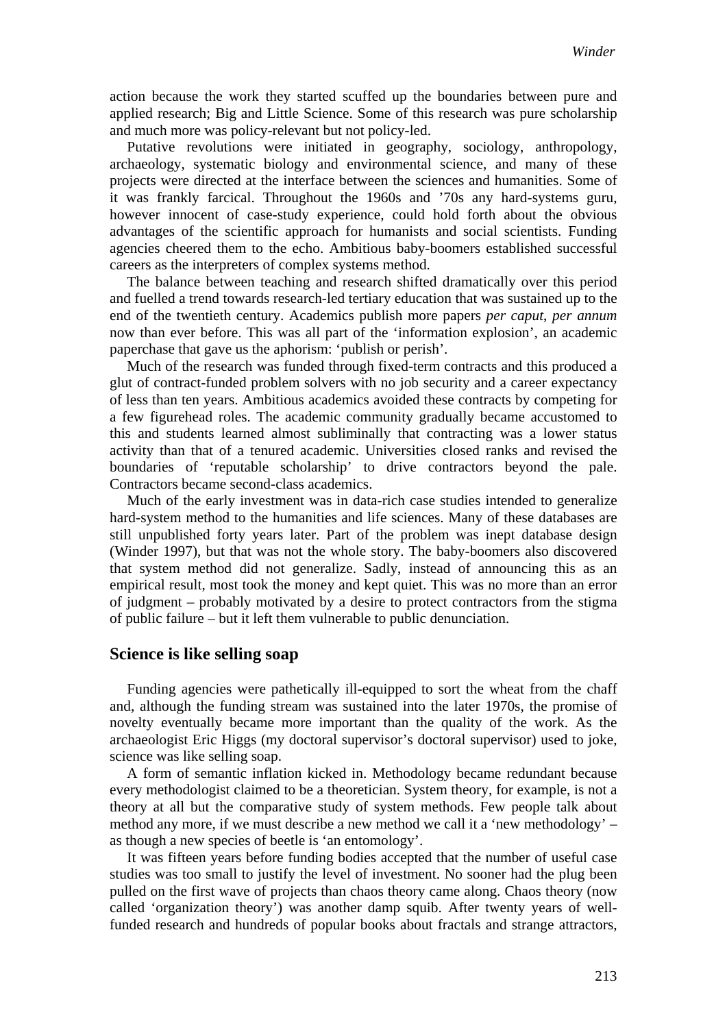action because the work they started scuffed up the boundaries between pure and applied research; Big and Little Science. Some of this research was pure scholarship and much more was policy-relevant but not policy-led.

Putative revolutions were initiated in geography, sociology, anthropology, archaeology, systematic biology and environmental science, and many of these projects were directed at the interface between the sciences and humanities. Some of it was frankly farcical. Throughout the 1960s and '70s any hard-systems guru, however innocent of case-study experience, could hold forth about the obvious advantages of the scientific approach for humanists and social scientists. Funding agencies cheered them to the echo. Ambitious baby-boomers established successful careers as the interpreters of complex systems method.

The balance between teaching and research shifted dramatically over this period and fuelled a trend towards research-led tertiary education that was sustained up to the end of the twentieth century. Academics publish more papers *per caput*, *per annum* now than ever before. This was all part of the 'information explosion', an academic paperchase that gave us the aphorism: 'publish or perish'.

Much of the research was funded through fixed-term contracts and this produced a glut of contract-funded problem solvers with no job security and a career expectancy of less than ten years. Ambitious academics avoided these contracts by competing for a few figurehead roles. The academic community gradually became accustomed to this and students learned almost subliminally that contracting was a lower status activity than that of a tenured academic. Universities closed ranks and revised the boundaries of 'reputable scholarship' to drive contractors beyond the pale. Contractors became second-class academics.

Much of the early investment was in data-rich case studies intended to generalize hard-system method to the humanities and life sciences. Many of these databases are still unpublished forty years later. Part of the problem was inept database design (Winder 1997), but that was not the whole story. The baby-boomers also discovered that system method did not generalize. Sadly, instead of announcing this as an empirical result, most took the money and kept quiet. This was no more than an error of judgment – probably motivated by a desire to protect contractors from the stigma of public failure – but it left them vulnerable to public denunciation.

## Science is like selling soap

Funding agencies were pathetically ill-equipped to sort the wheat from the chaff and, although the funding stream was sustained into the later 1970s, the promise of novelty eventually became more important than the quality of the work. As the archaeologist Eric Higgs (my doctoral supervisor's doctoral supervisor) used to joke, science was like selling soap.

A form of semantic inflation kicked in. Methodology became redundant because every methodologist claimed to be a theoretician. System theory, for example, is not a theory at all but the comparative study of system methods. Few people talk about method any more, if we must describe a new method we call it a 'new methodology' – as though a new species of beetle is 'an entomology'.

It was fifteen years before funding bodies accepted that the number of useful case studies was too small to justify the level of investment. No sooner had the plug been pulled on the first wave of projects than chaos theory came along. Chaos theory (now called 'organization theory') was another damp squib. After twenty years of well-funded research and hundreds of popular books about fractals and strange attractors,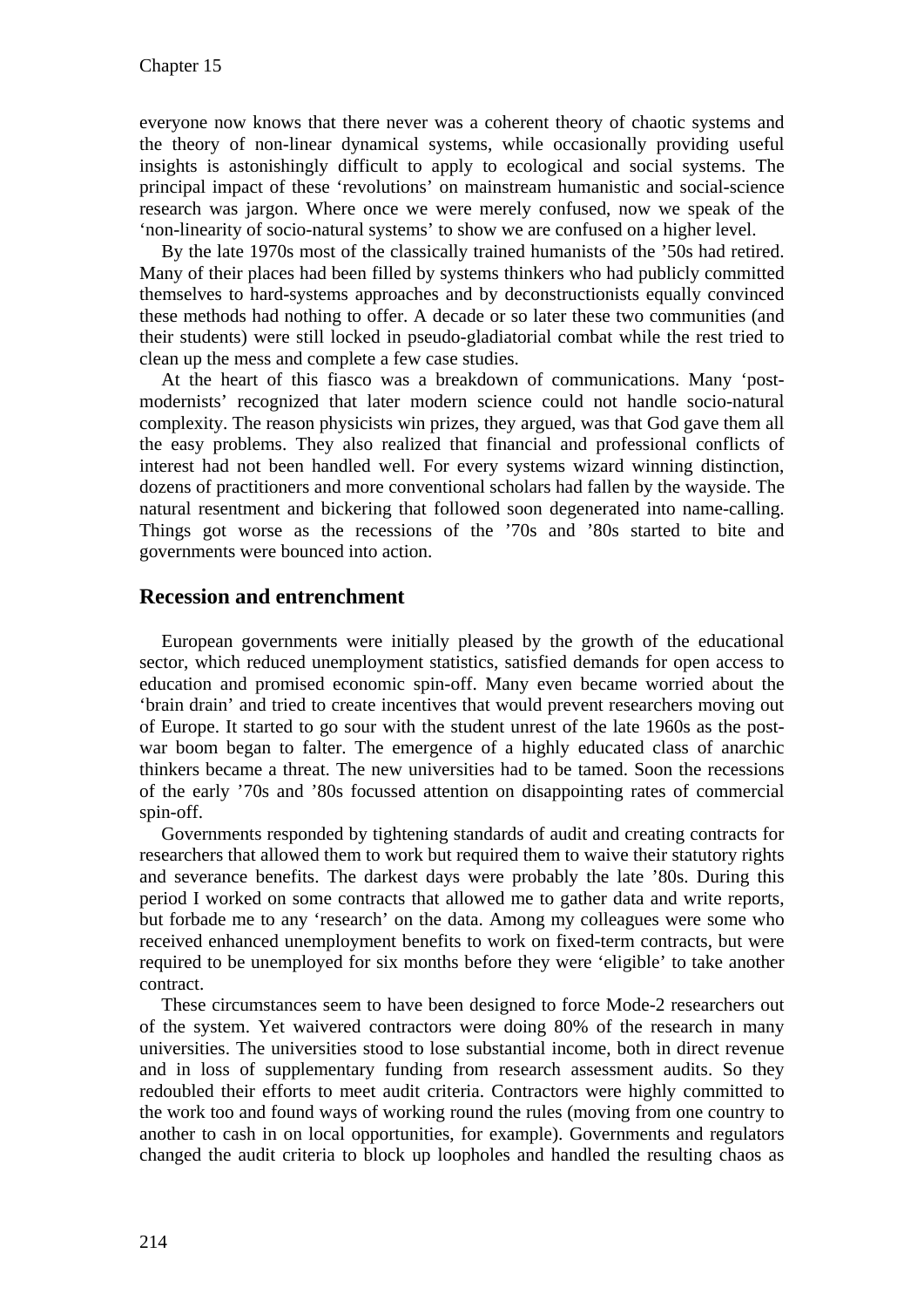everyone now knows that there never was a coherent theory of chaotic systems and the theory of non-linear dynamical systems, while occasionally providing useful insights is astonishingly difficult to apply to ecological and social systems. The principal impact of these 'revolutions' on mainstream humanistic and social-science research was jargon. Where once we were merely confused, now we speak of the 'non-linearity of socio-natural systems' to show we are confused on a higher level.

By the late 1970s most of the classically trained humanists of the '50s had retired. Many of their places had been filled by systems thinkers who had publicly committed themselves to hard-systems approaches and by deconstructionists equally convinced these methods had nothing to offer. A decade or so later these two communities (and their students) were still locked in pseudo-gladiatorial combat while the rest tried to clean up the mess and complete a few case studies.

At the heart of this fiasco was a breakdown of communications. Many 'post-modernists' recognized that later modern science could not handle socio-natural complexity. The reason physicists win prizes, they argued, was that God gave them all the easy problems. They also realized that financial and professional conflicts of interest had not been handled well. For every systems wizard winning distinction, dozens of practitioners and more conventional scholars had fallen by the wayside. The natural resentment and bickering that followed soon degenerated into name-calling. Things got worse as the recessions of the '70s and '80s started to bite and governments were bounced into action.

## Recession and entrenchment

European governments were initially pleased by the growth of the educational sector, which reduced unemployment statistics, satisfied demands for open access to education and promised economic spin-off. Many even became worried about the 'brain drain' and tried to create incentives that would prevent researchers moving out of Europe. It started to go sour with the student unrest of the late 1960s as the post-war boom began to falter. The emergence of a highly educated class of anarchic thinkers became a threat. The new universities had to be tamed. Soon the recessions of the early '70s and '80s focussed attention on disappointing rates of commercial spin-off.

Governments responded by tightening standards of audit and creating contracts for researchers that allowed them to work but required them to waive their statutory rights and severance benefits. The darkest days were probably the late '80s. During this period I worked on some contracts that allowed me to gather data and write reports, but forbade me to any 'research' on the data. Among my colleagues were some who received enhanced unemployment benefits to work on fixed-term contracts, but were required to be unemployed for six months before they were 'eligible' to take another contract.

These circumstances seem to have been designed to force Mode-2 researchers out of the system. Yet waivered contractors were doing 80% of the research in many universities. The universities stood to lose substantial income, both in direct revenue and in loss of supplementary funding from research assessment audits. So they redoubled their efforts to meet audit criteria. Contractors were highly committed to the work too and found ways of working round the rules (moving from one country to another to cash in on local opportunities, for example). Governments and regulators changed the audit criteria to block up loopholes and handled the resulting chaos as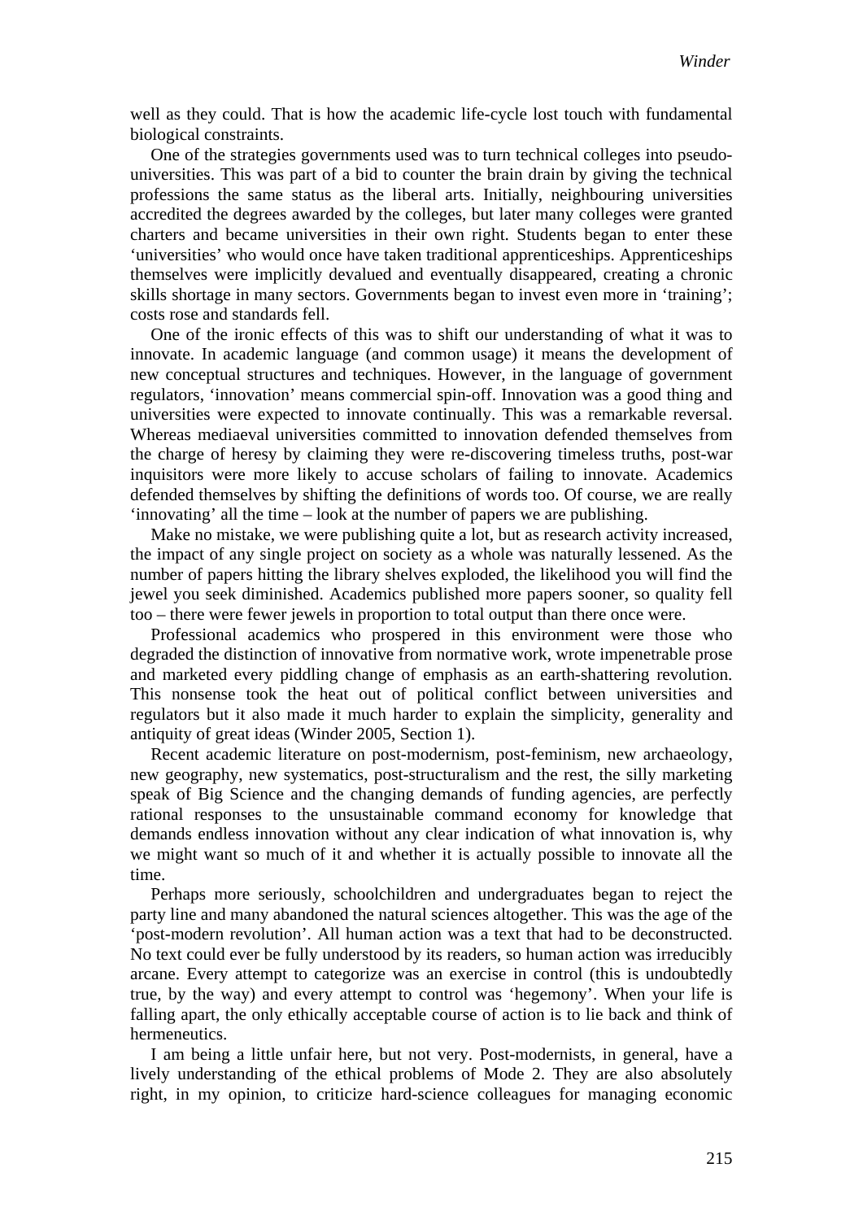well as they could. That is how the academic life-cycle lost touch with fundamental biological constraints.

One of the strategies governments used was to turn technical colleges into pseudo-universities. This was part of a bid to counter the brain drain by giving the technical professions the same status as the liberal arts. Initially, neighbouring universities accredited the degrees awarded by the colleges, but later many colleges were granted charters and became universities in their own right. Students began to enter these 'universities' who would once have taken traditional apprenticeships. Apprenticeships themselves were implicitly devalued and eventually disappeared, creating a chronic skills shortage in many sectors. Governments began to invest even more in 'training'; costs rose and standards fell.

One of the ironic effects of this was to shift our understanding of what it was to innovate. In academic language (and common usage) it means the development of new conceptual structures and techniques. However, in the language of government regulators, 'innovation' means commercial spin-off. Innovation was a good thing and universities were expected to innovate continually. This was a remarkable reversal. Whereas mediaeval universities committed to innovation defended themselves from the charge of heresy by claiming they were re-discovering timeless truths, post-war inquisitors were more likely to accuse scholars of failing to innovate. Academics defended themselves by shifting the definitions of words too. Of course, we are really 'innovating' all the time – look at the number of papers we are publishing.

Make no mistake, we were publishing quite a lot, but as research activity increased, the impact of any single project on society as a whole was naturally lessened. As the number of papers hitting the library shelves exploded, the likelihood you will find the jewel you seek diminished. Academics published more papers sooner, so quality fell too – there were fewer jewels in proportion to total output than there once were.

Professional academics who prospered in this environment were those who degraded the distinction of innovative from normative work, wrote impenetrable prose and marketed every piddling change of emphasis as an earth-shattering revolution. This nonsense took the heat out of political conflict between universities and regulators but it also made it much harder to explain the simplicity, generality and antiquity of great ideas (Winder 2005, Section 1).

Recent academic literature on post-modernism, post-feminism, new archaeology, new geography, new systematics, post-structuralism and the rest, the silly marketing speak of Big Science and the changing demands of funding agencies, are perfectly rational responses to the unsustainable command economy for knowledge that demands endless innovation without any clear indication of what innovation is, why we might want so much of it and whether it is actually possible to innovate all the time.

Perhaps more seriously, schoolchildren and undergraduates began to reject the party line and many abandoned the natural sciences altogether. This was the age of the 'post-modern revolution'. All human action was a text that had to be deconstructed. No text could ever be fully understood by its readers, so human action was irreducibly arcane. Every attempt to categorize was an exercise in control (this is undoubtedly true, by the way) and every attempt to control was 'hegemony'. When your life is falling apart, the only ethically acceptable course of action is to lie back and think of hermeneutics.

I am being a little unfair here, but not very. Post-modernists, in general, have a lively understanding of the ethical problems of Mode 2. They are also absolutely right, in my opinion, to criticize hard-science colleagues for managing economic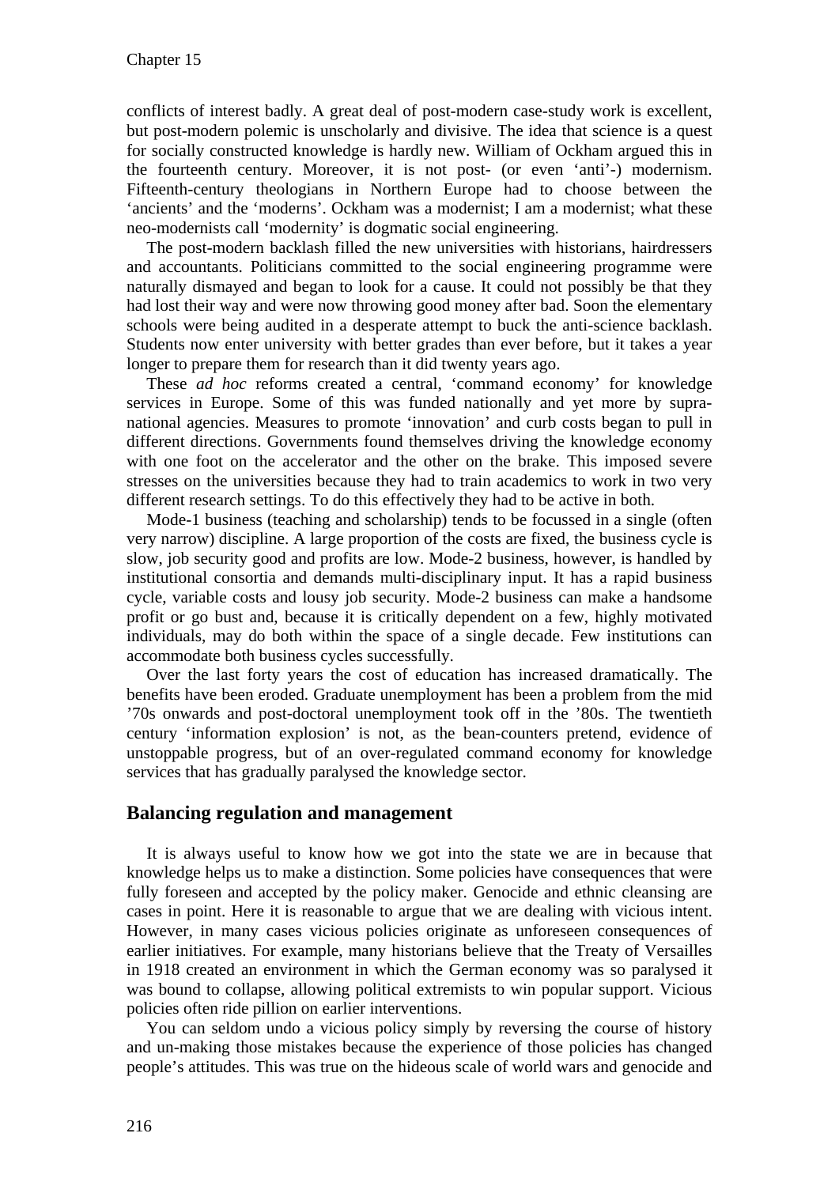conflicts of interest badly. A great deal of post-modern case-study work is excellent, but post-modern polemic is unscholarly and divisive. The idea that science is a quest for socially constructed knowledge is hardly new. William of Ockham argued this in the fourteenth century. Moreover, it is not post- (or even 'anti'-) modernism. Fifteenth-century theologians in Northern Europe had to choose between the 'ancients' and the 'moderns'. Ockham was a modernist; I am a modernist; what these neo-modernists call 'modernity' is dogmatic social engineering.

The post-modern backlash filled the new universities with historians, hairdressers and accountants. Politicians committed to the social engineering programme were naturally dismayed and began to look for a cause. It could not possibly be that they had lost their way and were now throwing good money after bad. Soon the elementary schools were being audited in a desperate attempt to buck the anti-science backlash. Students now enter university with better grades than ever before, but it takes a year longer to prepare them for research than it did twenty years ago.

These *ad hoc* reforms created a central, 'command economy' for knowledge services in Europe. Some of this was funded nationally and yet more by supra-national agencies. Measures to promote 'innovation' and curb costs began to pull in different directions. Governments found themselves driving the knowledge economy with one foot on the accelerator and the other on the brake. This imposed severe stresses on the universities because they had to train academics to work in two very different research settings. To do this effectively they had to be active in both.

Mode-1 business (teaching and scholarship) tends to be focussed in a single (often very narrow) discipline. A large proportion of the costs are fixed, the business cycle is slow, job security good and profits are low. Mode-2 business, however, is handled by institutional consortia and demands multi-disciplinary input. It has a rapid business cycle, variable costs and lousy job security. Mode-2 business can make a handsome profit or go bust and, because it is critically dependent on a few, highly motivated individuals, may do both within the space of a single decade. Few institutions can accommodate both business cycles successfully.

Over the last forty years the cost of education has increased dramatically. The benefits have been eroded. Graduate unemployment has been a problem from the mid '70s onwards and post-doctoral unemployment took off in the '80s. The twentieth century 'information explosion' is not, as the bean-counters pretend, evidence of unstoppable progress, but of an over-regulated command economy for knowledge services that has gradually paralysed the knowledge sector.

## Balancing regulation and management

It is always useful to know how we got into the state we are in because that knowledge helps us to make a distinction. Some policies have consequences that were fully foreseen and accepted by the policy maker. Genocide and ethnic cleansing are cases in point. Here it is reasonable to argue that we are dealing with vicious intent. However, in many cases vicious policies originate as unforeseen consequences of earlier initiatives. For example, many historians believe that the Treaty of Versailles in 1918 created an environment in which the German economy was so paralysed it was bound to collapse, allowing political extremists to win popular support. Vicious policies often ride pillion on earlier interventions.

You can seldom undo a vicious policy simply by reversing the course of history and un-making those mistakes because the experience of those policies has changed people's attitudes. This was true on the hideous scale of world wars and genocide and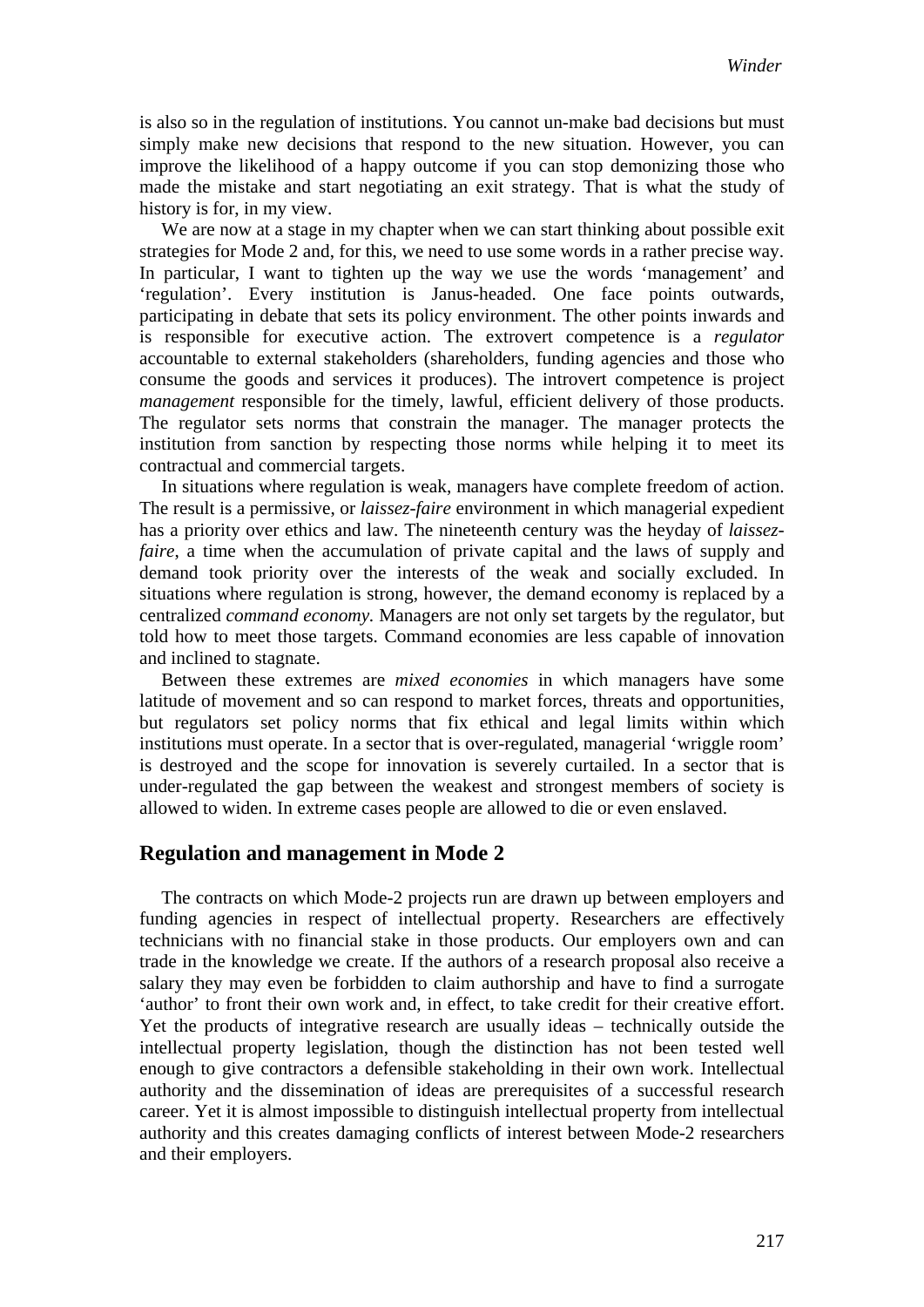is also so in the regulation of institutions. You cannot un-make bad decisions but must simply make new decisions that respond to the new situation. However, you can improve the likelihood of a happy outcome if you can stop demonizing those who made the mistake and start negotiating an exit strategy. That is what the study of history is for, in my view.

We are now at a stage in my chapter when we can start thinking about possible exit strategies for Mode 2 and, for this, we need to use some words in a rather precise way. In particular, I want to tighten up the way we use the words 'management' and 'regulation'. Every institution is Janus-headed. One face points outwards, participating in debate that sets its policy environment. The other points inwards and is responsible for executive action. The extrovert competence is a *regulator* accountable to external stakeholders (shareholders, funding agencies and those who consume the goods and services it produces). The introvert competence is project *management* responsible for the timely, lawful, efficient delivery of those products. The regulator sets norms that constrain the manager. The manager protects the institution from sanction by respecting those norms while helping it to meet its contractual and commercial targets.

In situations where regulation is weak, managers have complete freedom of action. The result is a permissive, or *laissez-faire* environment in which managerial expedient has a priority over ethics and law. The nineteenth century was the heyday of *laissez-faire*, a time when the accumulation of private capital and the laws of supply and demand took priority over the interests of the weak and socially excluded. In situations where regulation is strong, however, the demand economy is replaced by a centralized *command economy.* Managers are not only set targets by the regulator, but told how to meet those targets. Command economies are less capable of innovation and inclined to stagnate.

Between these extremes are *mixed economies* in which managers have some latitude of movement and so can respond to market forces, threats and opportunities, but regulators set policy norms that fix ethical and legal limits within which institutions must operate. In a sector that is over-regulated, managerial 'wriggle room' is destroyed and the scope for innovation is severely curtailed. In a sector that is under-regulated the gap between the weakest and strongest members of society is allowed to widen. In extreme cases people are allowed to die or even enslaved.

## Regulation and management in Mode 2

The contracts on which Mode-2 projects run are drawn up between employers and funding agencies in respect of intellectual property. Researchers are effectively technicians with no financial stake in those products. Our employers own and can trade in the knowledge we create. If the authors of a research proposal also receive a salary they may even be forbidden to claim authorship and have to find a surrogate 'author' to front their own work and, in effect, to take credit for their creative effort. Yet the products of integrative research are usually ideas – technically outside the intellectual property legislation, though the distinction has not been tested well enough to give contractors a defensible stakeholding in their own work. Intellectual authority and the dissemination of ideas are prerequisites of a successful research career. Yet it is almost impossible to distinguish intellectual property from intellectual authority and this creates damaging conflicts of interest between Mode-2 researchers and their employers.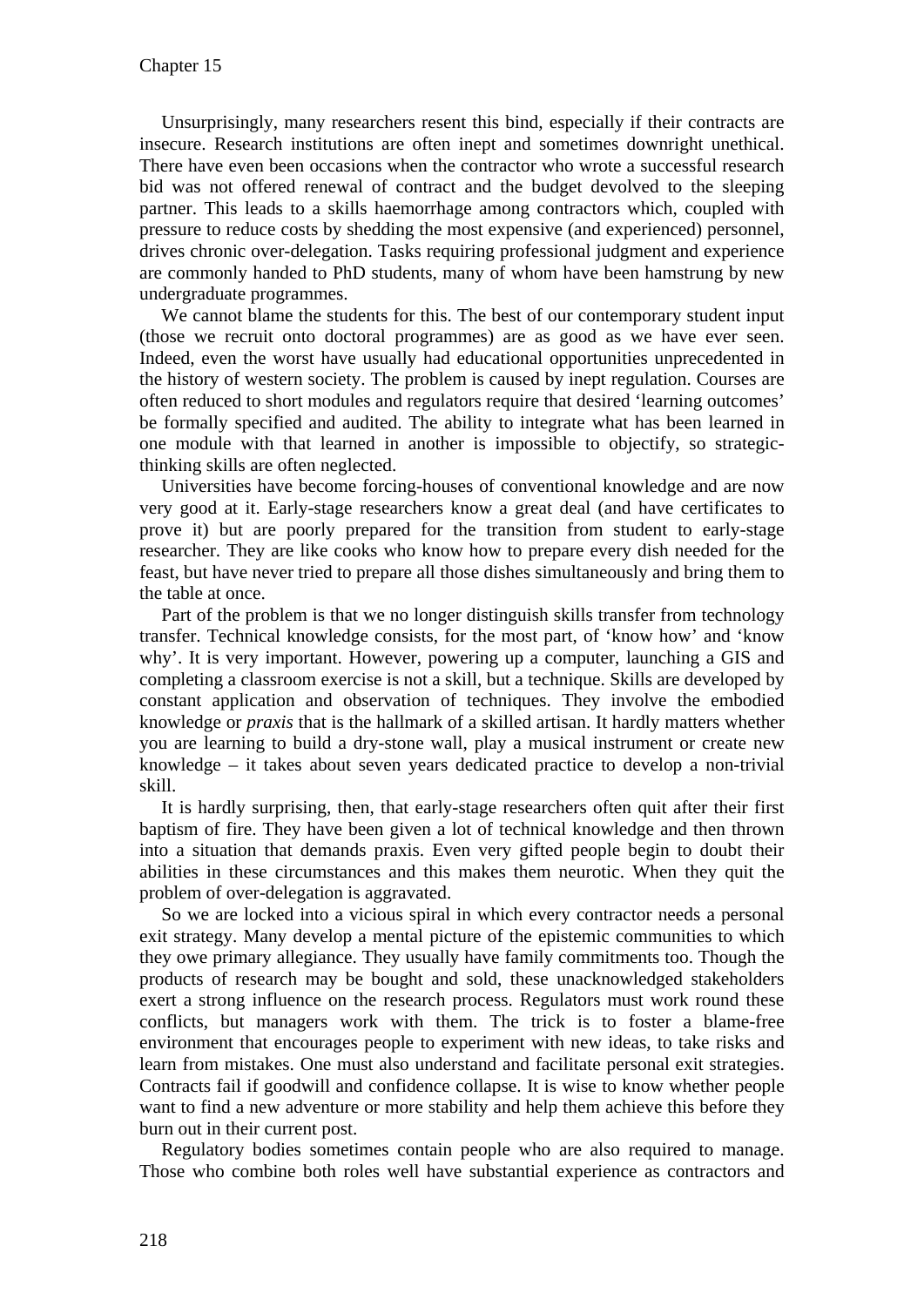Unsurprisingly, many researchers resent this bind, especially if their contracts are insecure. Research institutions are often inept and sometimes downright unethical. There have even been occasions when the contractor who wrote a successful research bid was not offered renewal of contract and the budget devolved to the sleeping partner. This leads to a skills haemorrhage among contractors which, coupled with pressure to reduce costs by shedding the most expensive (and experienced) personnel, drives chronic over-delegation. Tasks requiring professional judgment and experience are commonly handed to PhD students, many of whom have been hamstrung by new undergraduate programmes.

We cannot blame the students for this. The best of our contemporary student input (those we recruit onto doctoral programmes) are as good as we have ever seen. Indeed, even the worst have usually had educational opportunities unprecedented in the history of western society. The problem is caused by inept regulation. Courses are often reduced to short modules and regulators require that desired 'learning outcomes' be formally specified and audited. The ability to integrate what has been learned in one module with that learned in another is impossible to objectify, so strategic-thinking skills are often neglected.

Universities have become forcing-houses of conventional knowledge and are now very good at it. Early-stage researchers know a great deal (and have certificates to prove it) but are poorly prepared for the transition from student to early-stage researcher. They are like cooks who know how to prepare every dish needed for the feast, but have never tried to prepare all those dishes simultaneously and bring them to the table at once.

Part of the problem is that we no longer distinguish skills transfer from technology transfer. Technical knowledge consists, for the most part, of 'know how' and 'know why'. It is very important. However, powering up a computer, launching a GIS and completing a classroom exercise is not a skill, but a technique. Skills are developed by constant application and observation of techniques. They involve the embodied knowledge or *praxis* that is the hallmark of a skilled artisan. It hardly matters whether you are learning to build a dry-stone wall, play a musical instrument or create new knowledge – it takes about seven years dedicated practice to develop a non-trivial skill.

It is hardly surprising, then, that early-stage researchers often quit after their first baptism of fire. They have been given a lot of technical knowledge and then thrown into a situation that demands praxis. Even very gifted people begin to doubt their abilities in these circumstances and this makes them neurotic. When they quit the problem of over-delegation is aggravated.

So we are locked into a vicious spiral in which every contractor needs a personal exit strategy. Many develop a mental picture of the epistemic communities to which they owe primary allegiance. They usually have family commitments too. Though the products of research may be bought and sold, these unacknowledged stakeholders exert a strong influence on the research process. Regulators must work round these conflicts, but managers work with them. The trick is to foster a blame-free environment that encourages people to experiment with new ideas, to take risks and learn from mistakes. One must also understand and facilitate personal exit strategies. Contracts fail if goodwill and confidence collapse. It is wise to know whether people want to find a new adventure or more stability and help them achieve this before they burn out in their current post.

Regulatory bodies sometimes contain people who are also required to manage. Those who combine both roles well have substantial experience as contractors and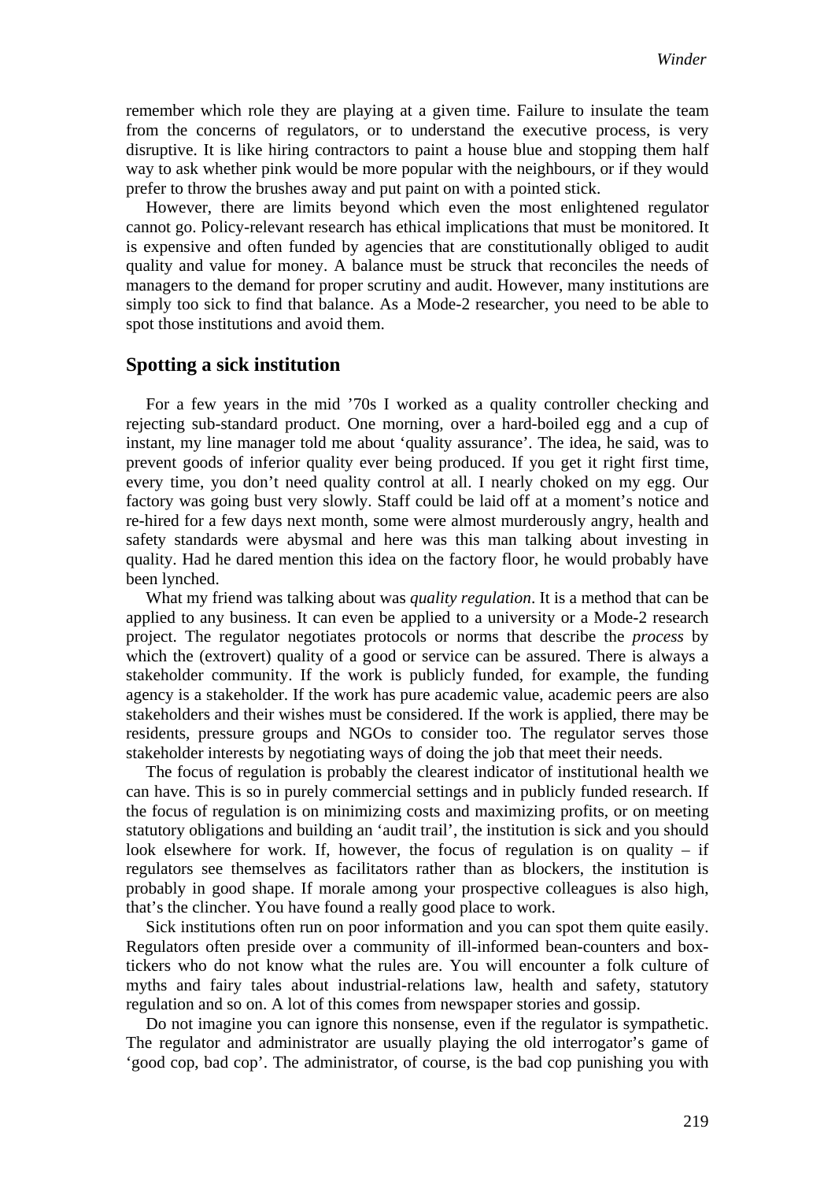remember which role they are playing at a given time. Failure to insulate the team from the concerns of regulators, or to understand the executive process, is very disruptive. It is like hiring contractors to paint a house blue and stopping them half way to ask whether pink would be more popular with the neighbours, or if they would prefer to throw the brushes away and put paint on with a pointed stick.

However, there are limits beyond which even the most enlightened regulator cannot go. Policy-relevant research has ethical implications that must be monitored. It is expensive and often funded by agencies that are constitutionally obliged to audit quality and value for money. A balance must be struck that reconciles the needs of managers to the demand for proper scrutiny and audit. However, many institutions are simply too sick to find that balance. As a Mode-2 researcher, you need to be able to spot those institutions and avoid them.

## Spotting a sick institution

For a few years in the mid '70s I worked as a quality controller checking and rejecting sub-standard product. One morning, over a hard-boiled egg and a cup of instant, my line manager told me about 'quality assurance'. The idea, he said, was to prevent goods of inferior quality ever being produced. If you get it right first time, every time, you don't need quality control at all. I nearly choked on my egg. Our factory was going bust very slowly. Staff could be laid off at a moment's notice and re-hired for a few days next month, some were almost murderously angry, health and safety standards were abysmal and here was this man talking about investing in quality. Had he dared mention this idea on the factory floor, he would probably have been lynched.

What my friend was talking about was *quality regulation*. It is a method that can be applied to any business. It can even be applied to a university or a Mode-2 research project. The regulator negotiates protocols or norms that describe the *process* by which the (extrovert) quality of a good or service can be assured. There is always a stakeholder community. If the work is publicly funded, for example, the funding agency is a stakeholder. If the work has pure academic value, academic peers are also stakeholders and their wishes must be considered. If the work is applied, there may be residents, pressure groups and NGOs to consider too. The regulator serves those stakeholder interests by negotiating ways of doing the job that meet their needs.

The focus of regulation is probably the clearest indicator of institutional health we can have. This is so in purely commercial settings and in publicly funded research. If the focus of regulation is on minimizing costs and maximizing profits, or on meeting statutory obligations and building an 'audit trail', the institution is sick and you should look elsewhere for work. If, however, the focus of regulation is on quality – if regulators see themselves as facilitators rather than as blockers, the institution is probably in good shape. If morale among your prospective colleagues is also high, that's the clincher. You have found a really good place to work.

Sick institutions often run on poor information and you can spot them quite easily. Regulators often preside over a community of ill-informed bean-counters and box-tickers who do not know what the rules are. You will encounter a folk culture of myths and fairy tales about industrial-relations law, health and safety, statutory regulation and so on. A lot of this comes from newspaper stories and gossip.

Do not imagine you can ignore this nonsense, even if the regulator is sympathetic. The regulator and administrator are usually playing the old interrogator's game of 'good cop, bad cop'. The administrator, of course, is the bad cop punishing you with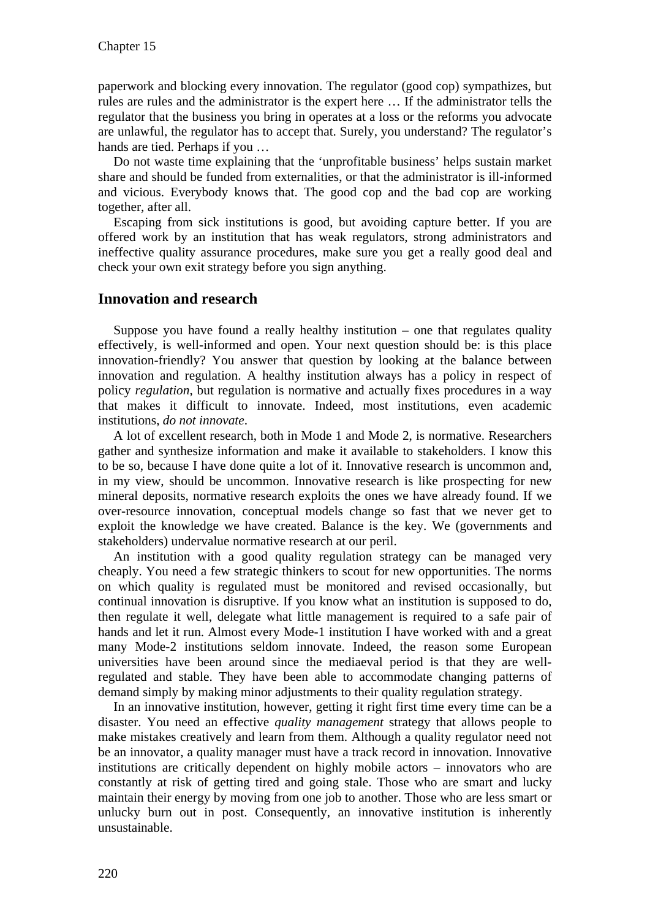paperwork and blocking every innovation. The regulator (good cop) sympathizes, but rules are rules and the administrator is the expert here … If the administrator tells the regulator that the business you bring in operates at a loss or the reforms you advocate are unlawful, the regulator has to accept that. Surely, you understand? The regulator's hands are tied. Perhaps if you …

Do not waste time explaining that the 'unprofitable business' helps sustain market share and should be funded from externalities, or that the administrator is ill-informed and vicious. Everybody knows that. The good cop and the bad cop are working together, after all.

Escaping from sick institutions is good, but avoiding capture better. If you are offered work by an institution that has weak regulators, strong administrators and ineffective quality assurance procedures, make sure you get a really good deal and check your own exit strategy before you sign anything.

## Innovation and research

Suppose you have found a really healthy institution – one that regulates quality effectively, is well-informed and open. Your next question should be: is this place innovation-friendly? You answer that question by looking at the balance between innovation and regulation. A healthy institution always has a policy in respect of policy *regulation*, but regulation is normative and actually fixes procedures in a way that makes it difficult to innovate. Indeed, most institutions, even academic institutions, *do not innovate*.

A lot of excellent research, both in Mode 1 and Mode 2, is normative. Researchers gather and synthesize information and make it available to stakeholders. I know this to be so, because I have done quite a lot of it. Innovative research is uncommon and, in my view, should be uncommon. Innovative research is like prospecting for new mineral deposits, normative research exploits the ones we have already found. If we over-resource innovation, conceptual models change so fast that we never get to exploit the knowledge we have created. Balance is the key. We (governments and stakeholders) undervalue normative research at our peril.

An institution with a good quality regulation strategy can be managed very cheaply. You need a few strategic thinkers to scout for new opportunities. The norms on which quality is regulated must be monitored and revised occasionally, but continual innovation is disruptive. If you know what an institution is supposed to do, then regulate it well, delegate what little management is required to a safe pair of hands and let it run. Almost every Mode-1 institution I have worked with and a great many Mode-2 institutions seldom innovate. Indeed, the reason some European universities have been around since the mediaeval period is that they are well-regulated and stable. They have been able to accommodate changing patterns of demand simply by making minor adjustments to their quality regulation strategy.

In an innovative institution, however, getting it right first time every time can be a disaster. You need an effective *quality management* strategy that allows people to make mistakes creatively and learn from them. Although a quality regulator need not be an innovator, a quality manager must have a track record in innovation. Innovative institutions are critically dependent on highly mobile actors – innovators who are constantly at risk of getting tired and going stale. Those who are smart and lucky maintain their energy by moving from one job to another. Those who are less smart or unlucky burn out in post. Consequently, an innovative institution is inherently unsustainable.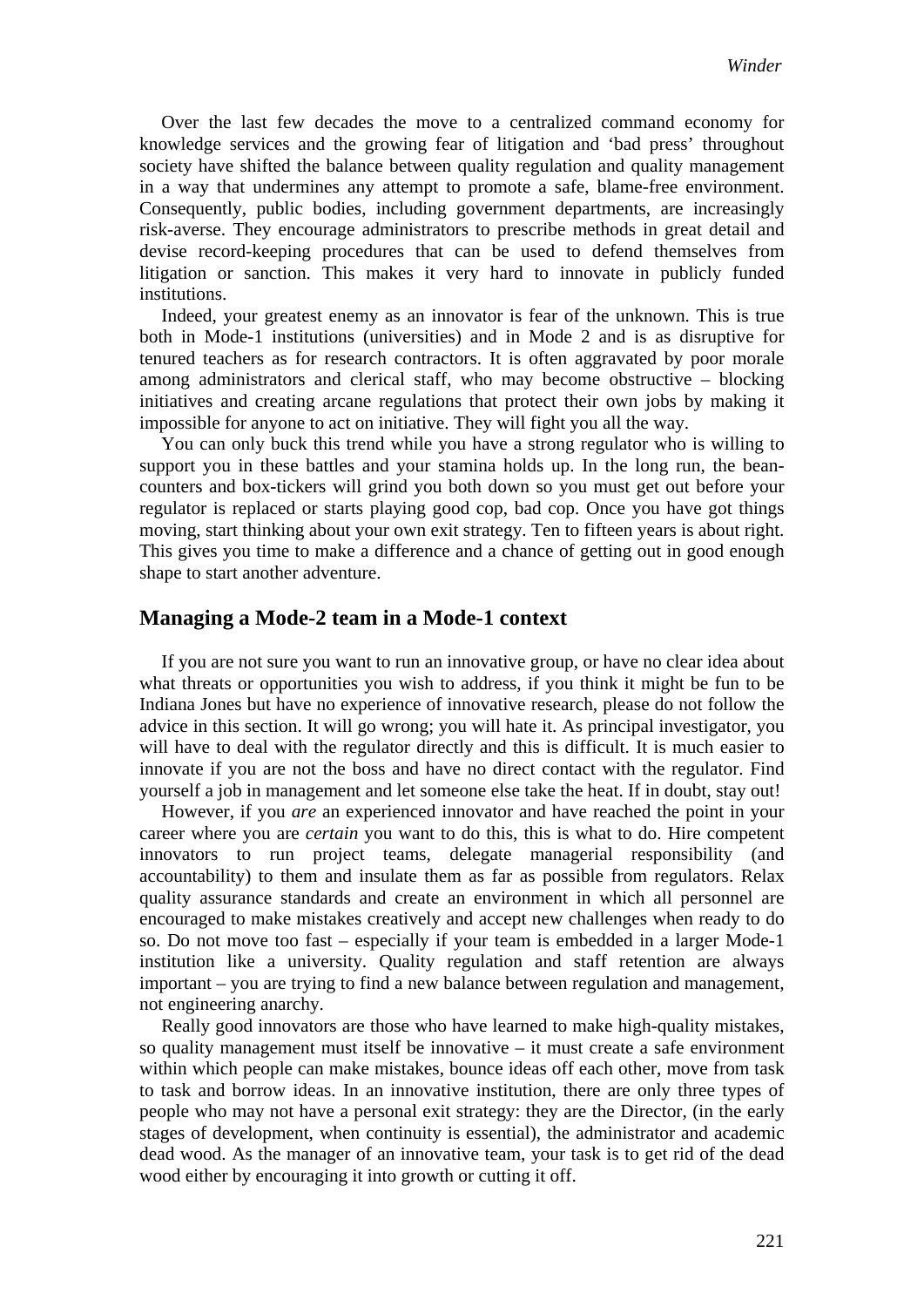Over the last few decades the move to a centralized command economy for knowledge services and the growing fear of litigation and 'bad press' throughout society have shifted the balance between quality regulation and quality management in a way that undermines any attempt to promote a safe, blame-free environment. Consequently, public bodies, including government departments, are increasingly risk-averse. They encourage administrators to prescribe methods in great detail and devise record-keeping procedures that can be used to defend themselves from litigation or sanction. This makes it very hard to innovate in publicly funded institutions.

Indeed, your greatest enemy as an innovator is fear of the unknown. This is true both in Mode-1 institutions (universities) and in Mode 2 and is as disruptive for tenured teachers as for research contractors. It is often aggravated by poor morale among administrators and clerical staff, who may become obstructive – blocking initiatives and creating arcane regulations that protect their own jobs by making it impossible for anyone to act on initiative. They will fight you all the way.

You can only buck this trend while you have a strong regulator who is willing to support you in these battles and your stamina holds up. In the long run, the bean-counters and box-tickers will grind you both down so you must get out before your regulator is replaced or starts playing good cop, bad cop. Once you have got things moving, start thinking about your own exit strategy. Ten to fifteen years is about right. This gives you time to make a difference and a chance of getting out in good enough shape to start another adventure.

## Managing a Mode-2 team in a Mode-1 context

If you are not sure you want to run an innovative group, or have no clear idea about what threats or opportunities you wish to address, if you think it might be fun to be Indiana Jones but have no experience of innovative research, please do not follow the advice in this section. It will go wrong; you will hate it. As principal investigator, you will have to deal with the regulator directly and this is difficult. It is much easier to innovate if you are not the boss and have no direct contact with the regulator. Find yourself a job in management and let someone else take the heat. If in doubt, stay out!

However, if you *are* an experienced innovator and have reached the point in your career where you are *certain* you want to do this, this is what to do. Hire competent innovators to run project teams, delegate managerial responsibility (and accountability) to them and insulate them as far as possible from regulators. Relax quality assurance standards and create an environment in which all personnel are encouraged to make mistakes creatively and accept new challenges when ready to do so. Do not move too fast – especially if your team is embedded in a larger Mode-1 institution like a university. Quality regulation and staff retention are always important – you are trying to find a new balance between regulation and management, not engineering anarchy.

Really good innovators are those who have learned to make high-quality mistakes, so quality management must itself be innovative – it must create a safe environment within which people can make mistakes, bounce ideas off each other, move from task to task and borrow ideas. In an innovative institution, there are only three types of people who may not have a personal exit strategy: they are the Director, (in the early stages of development, when continuity is essential), the administrator and academic dead wood. As the manager of an innovative team, your task is to get rid of the dead wood either by encouraging it into growth or cutting it off.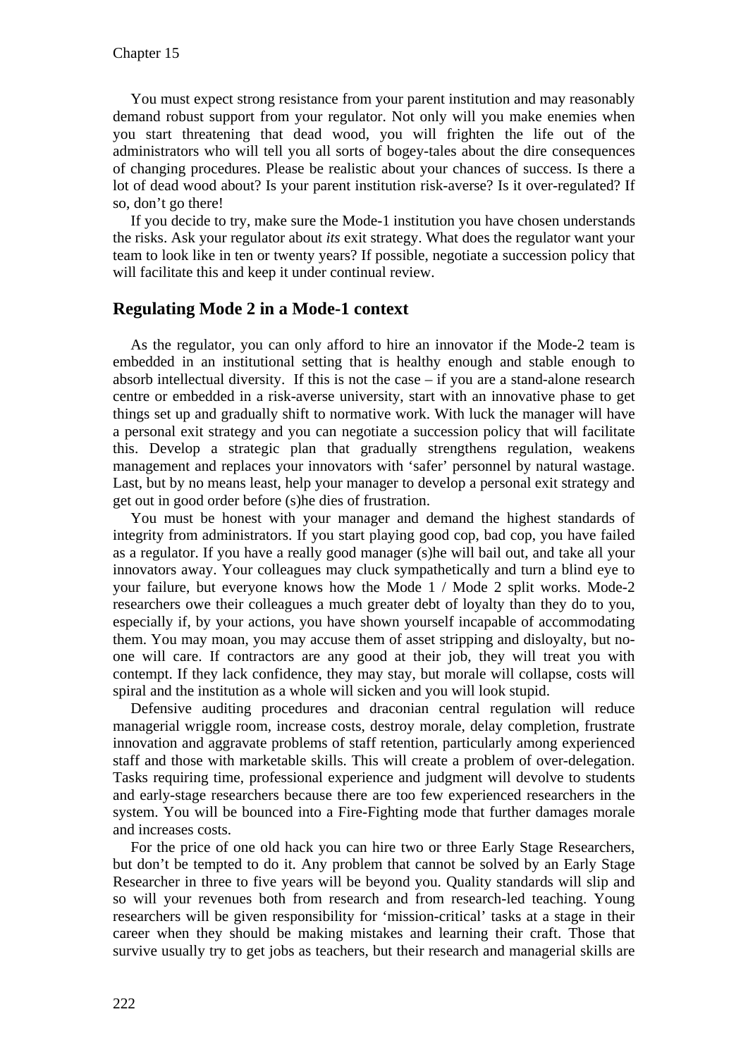You must expect strong resistance from your parent institution and may reasonably demand robust support from your regulator. Not only will you make enemies when you start threatening that dead wood, you will frighten the life out of the administrators who will tell you all sorts of bogey-tales about the dire consequences of changing procedures. Please be realistic about your chances of success. Is there a lot of dead wood about? Is your parent institution risk-averse? Is it over-regulated? If so, don't go there!

If you decide to try, make sure the Mode-1 institution you have chosen understands the risks. Ask your regulator about *its* exit strategy. What does the regulator want your team to look like in ten or twenty years? If possible, negotiate a succession policy that will facilitate this and keep it under continual review.

## Regulating Mode 2 in a Mode-1 context

As the regulator, you can only afford to hire an innovator if the Mode-2 team is embedded in an institutional setting that is healthy enough and stable enough to absorb intellectual diversity. If this is not the case – if you are a stand-alone research centre or embedded in a risk-averse university, start with an innovative phase to get things set up and gradually shift to normative work. With luck the manager will have a personal exit strategy and you can negotiate a succession policy that will facilitate this. Develop a strategic plan that gradually strengthens regulation, weakens management and replaces your innovators with 'safer' personnel by natural wastage. Last, but by no means least, help your manager to develop a personal exit strategy and get out in good order before (s)he dies of frustration.

You must be honest with your manager and demand the highest standards of integrity from administrators. If you start playing good cop, bad cop, you have failed as a regulator. If you have a really good manager (s)he will bail out, and take all your innovators away. Your colleagues may cluck sympathetically and turn a blind eye to your failure, but everyone knows how the Mode 1 / Mode 2 split works. Mode-2 researchers owe their colleagues a much greater debt of loyalty than they do to you, especially if, by your actions, you have shown yourself incapable of accommodating them. You may moan, you may accuse them of asset stripping and disloyalty, but no-one will care. If contractors are any good at their job, they will treat you with contempt. If they lack confidence, they may stay, but morale will collapse, costs will spiral and the institution as a whole will sicken and you will look stupid.

Defensive auditing procedures and draconian central regulation will reduce managerial wriggle room, increase costs, destroy morale, delay completion, frustrate innovation and aggravate problems of staff retention, particularly among experienced staff and those with marketable skills. This will create a problem of over-delegation. Tasks requiring time, professional experience and judgment will devolve to students and early-stage researchers because there are too few experienced researchers in the system. You will be bounced into a Fire-Fighting mode that further damages morale and increases costs.

For the price of one old hack you can hire two or three Early Stage Researchers, but don't be tempted to do it. Any problem that cannot be solved by an Early Stage Researcher in three to five years will be beyond you. Quality standards will slip and so will your revenues both from research and from research-led teaching. Young researchers will be given responsibility for 'mission-critical' tasks at a stage in their career when they should be making mistakes and learning their craft. Those that survive usually try to get jobs as teachers, but their research and managerial skills are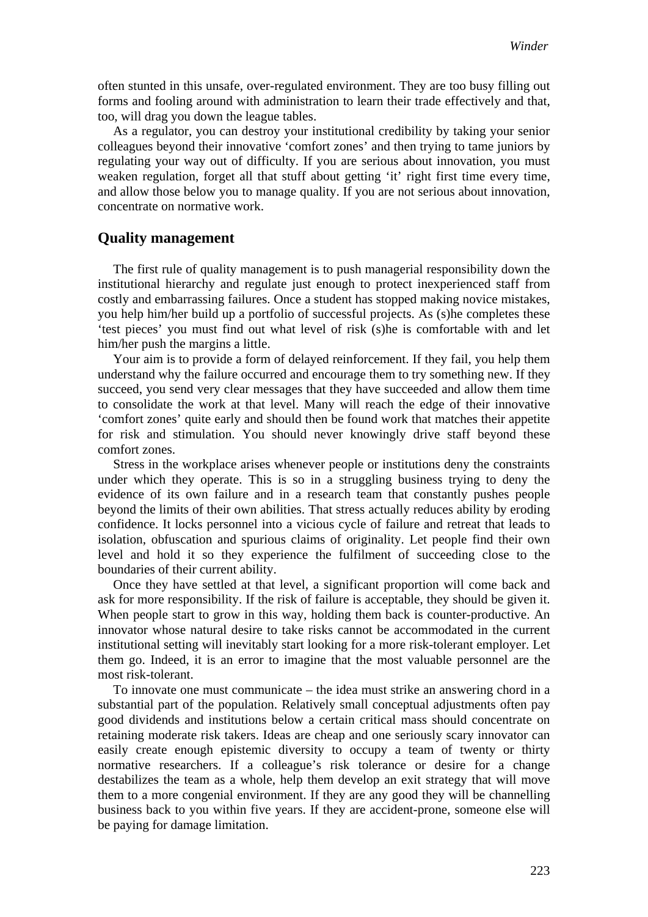often stunted in this unsafe, over-regulated environment. They are too busy filling out forms and fooling around with administration to learn their trade effectively and that, too, will drag you down the league tables.

As a regulator, you can destroy your institutional credibility by taking your senior colleagues beyond their innovative 'comfort zones' and then trying to tame juniors by regulating your way out of difficulty. If you are serious about innovation, you must weaken regulation, forget all that stuff about getting 'it' right first time every time, and allow those below you to manage quality. If you are not serious about innovation, concentrate on normative work.

## Quality management

The first rule of quality management is to push managerial responsibility down the institutional hierarchy and regulate just enough to protect inexperienced staff from costly and embarrassing failures. Once a student has stopped making novice mistakes, you help him/her build up a portfolio of successful projects. As (s)he completes these 'test pieces' you must find out what level of risk (s)he is comfortable with and let him/her push the margins a little.

Your aim is to provide a form of delayed reinforcement. If they fail, you help them understand why the failure occurred and encourage them to try something new. If they succeed, you send very clear messages that they have succeeded and allow them time to consolidate the work at that level. Many will reach the edge of their innovative 'comfort zones' quite early and should then be found work that matches their appetite for risk and stimulation. You should never knowingly drive staff beyond these comfort zones.

Stress in the workplace arises whenever people or institutions deny the constraints under which they operate. This is so in a struggling business trying to deny the evidence of its own failure and in a research team that constantly pushes people beyond the limits of their own abilities. That stress actually reduces ability by eroding confidence. It locks personnel into a vicious cycle of failure and retreat that leads to isolation, obfuscation and spurious claims of originality. Let people find their own level and hold it so they experience the fulfilment of succeeding close to the boundaries of their current ability.

Once they have settled at that level, a significant proportion will come back and ask for more responsibility. If the risk of failure is acceptable, they should be given it. When people start to grow in this way, holding them back is counter-productive. An innovator whose natural desire to take risks cannot be accommodated in the current institutional setting will inevitably start looking for a more risk-tolerant employer. Let them go. Indeed, it is an error to imagine that the most valuable personnel are the most risk-tolerant.

To innovate one must communicate – the idea must strike an answering chord in a substantial part of the population. Relatively small conceptual adjustments often pay good dividends and institutions below a certain critical mass should concentrate on retaining moderate risk takers. Ideas are cheap and one seriously scary innovator can easily create enough epistemic diversity to occupy a team of twenty or thirty normative researchers. If a colleague's risk tolerance or desire for a change destabilizes the team as a whole, help them develop an exit strategy that will move them to a more congenial environment. If they are any good they will be channelling business back to you within five years. If they are accident-prone, someone else will be paying for damage limitation.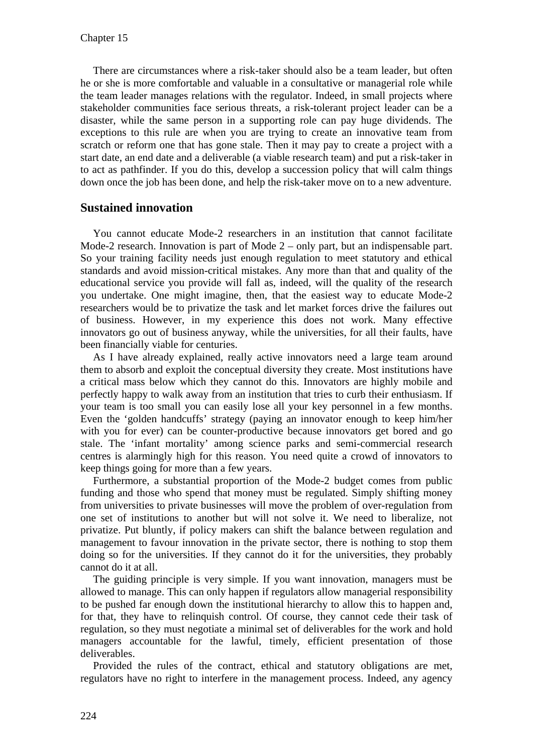There are circumstances where a risk-taker should also be a team leader, but often he or she is more comfortable and valuable in a consultative or managerial role while the team leader manages relations with the regulator. Indeed, in small projects where stakeholder communities face serious threats, a risk-tolerant project leader can be a disaster, while the same person in a supporting role can pay huge dividends. The exceptions to this rule are when you are trying to create an innovative team from scratch or reform one that has gone stale. Then it may pay to create a project with a start date, an end date and a deliverable (a viable research team) and put a risk-taker in to act as pathfinder. If you do this, develop a succession policy that will calm things down once the job has been done, and help the risk-taker move on to a new adventure.

## Sustained innovation

You cannot educate Mode-2 researchers in an institution that cannot facilitate Mode-2 research. Innovation is part of Mode 2 – only part, but an indispensable part. So your training facility needs just enough regulation to meet statutory and ethical standards and avoid mission-critical mistakes. Any more than that and quality of the educational service you provide will fall as, indeed, will the quality of the research you undertake. One might imagine, then, that the easiest way to educate Mode-2 researchers would be to privatize the task and let market forces drive the failures out of business. However, in my experience this does not work. Many effective innovators go out of business anyway, while the universities, for all their faults, have been financially viable for centuries.

As I have already explained, really active innovators need a large team around them to absorb and exploit the conceptual diversity they create. Most institutions have a critical mass below which they cannot do this. Innovators are highly mobile and perfectly happy to walk away from an institution that tries to curb their enthusiasm. If your team is too small you can easily lose all your key personnel in a few months. Even the 'golden handcuffs' strategy (paying an innovator enough to keep him/her with you for ever) can be counter-productive because innovators get bored and go stale. The 'infant mortality' among science parks and semi-commercial research centres is alarmingly high for this reason. You need quite a crowd of innovators to keep things going for more than a few years.

Furthermore, a substantial proportion of the Mode-2 budget comes from public funding and those who spend that money must be regulated. Simply shifting money from universities to private businesses will move the problem of over-regulation from one set of institutions to another but will not solve it. We need to liberalize, not privatize. Put bluntly, if policy makers can shift the balance between regulation and management to favour innovation in the private sector, there is nothing to stop them doing so for the universities. If they cannot do it for the universities, they probably cannot do it at all.

The guiding principle is very simple. If you want innovation, managers must be allowed to manage. This can only happen if regulators allow managerial responsibility to be pushed far enough down the institutional hierarchy to allow this to happen and, for that, they have to relinquish control. Of course, they cannot cede their task of regulation, so they must negotiate a minimal set of deliverables for the work and hold managers accountable for the lawful, timely, efficient presentation of those deliverables.

Provided the rules of the contract, ethical and statutory obligations are met, regulators have no right to interfere in the management process. Indeed, any agency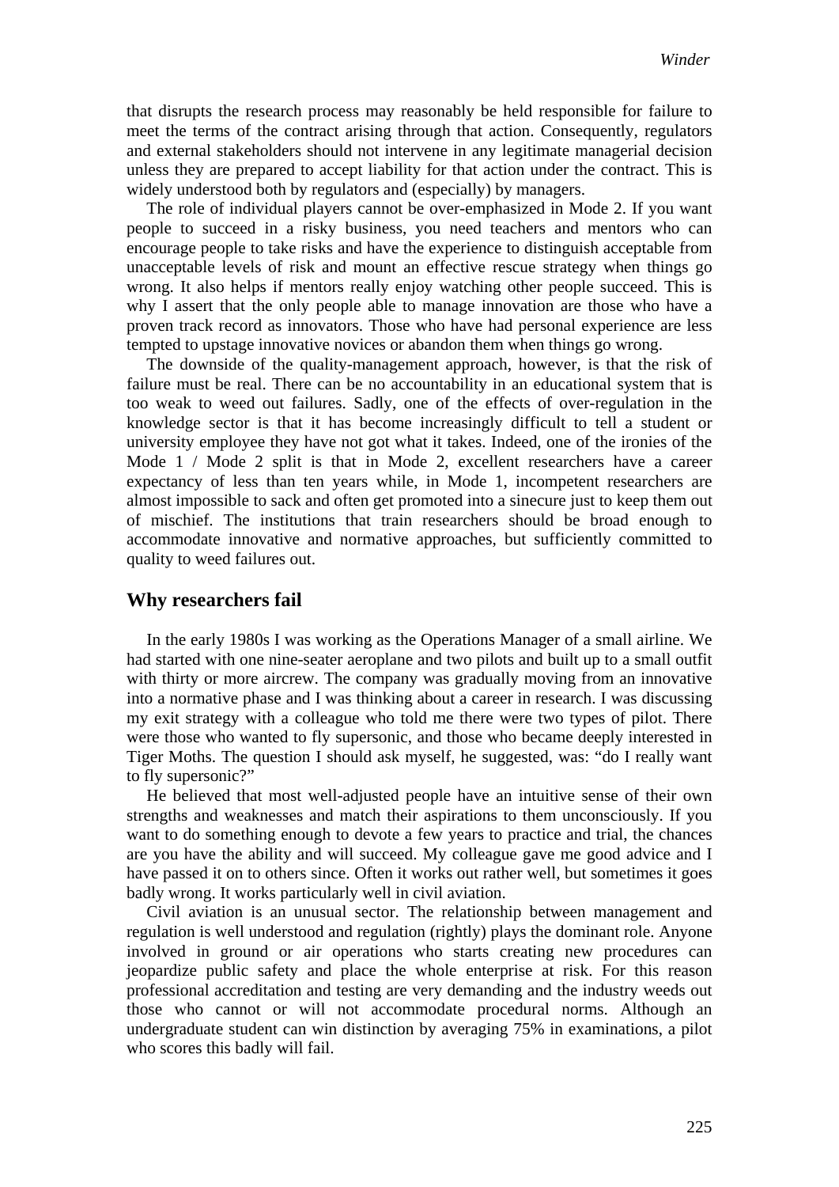that disrupts the research process may reasonably be held responsible for failure to meet the terms of the contract arising through that action. Consequently, regulators and external stakeholders should not intervene in any legitimate managerial decision unless they are prepared to accept liability for that action under the contract. This is widely understood both by regulators and (especially) by managers.

The role of individual players cannot be over-emphasized in Mode 2. If you want people to succeed in a risky business, you need teachers and mentors who can encourage people to take risks and have the experience to distinguish acceptable from unacceptable levels of risk and mount an effective rescue strategy when things go wrong. It also helps if mentors really enjoy watching other people succeed. This is why I assert that the only people able to manage innovation are those who have a proven track record as innovators. Those who have had personal experience are less tempted to upstage innovative novices or abandon them when things go wrong.

The downside of the quality-management approach, however, is that the risk of failure must be real. There can be no accountability in an educational system that is too weak to weed out failures. Sadly, one of the effects of over-regulation in the knowledge sector is that it has become increasingly difficult to tell a student or university employee they have not got what it takes. Indeed, one of the ironies of the Mode 1 / Mode 2 split is that in Mode 2, excellent researchers have a career expectancy of less than ten years while, in Mode 1, incompetent researchers are almost impossible to sack and often get promoted into a sinecure just to keep them out of mischief. The institutions that train researchers should be broad enough to accommodate innovative and normative approaches, but sufficiently committed to quality to weed failures out.

## Why researchers fail

In the early 1980s I was working as the Operations Manager of a small airline. We had started with one nine-seater aeroplane and two pilots and built up to a small outfit with thirty or more aircrew. The company was gradually moving from an innovative into a normative phase and I was thinking about a career in research. I was discussing my exit strategy with a colleague who told me there were two types of pilot. There were those who wanted to fly supersonic, and those who became deeply interested in Tiger Moths. The question I should ask myself, he suggested, was: "do I really want to fly supersonic?"

He believed that most well-adjusted people have an intuitive sense of their own strengths and weaknesses and match their aspirations to them unconsciously. If you want to do something enough to devote a few years to practice and trial, the chances are you have the ability and will succeed. My colleague gave me good advice and I have passed it on to others since. Often it works out rather well, but sometimes it goes badly wrong. It works particularly well in civil aviation.

Civil aviation is an unusual sector. The relationship between management and regulation is well understood and regulation (rightly) plays the dominant role. Anyone involved in ground or air operations who starts creating new procedures can jeopardize public safety and place the whole enterprise at risk. For this reason professional accreditation and testing are very demanding and the industry weeds out those who cannot or will not accommodate procedural norms. Although an undergraduate student can win distinction by averaging 75% in examinations, a pilot who scores this badly will fail.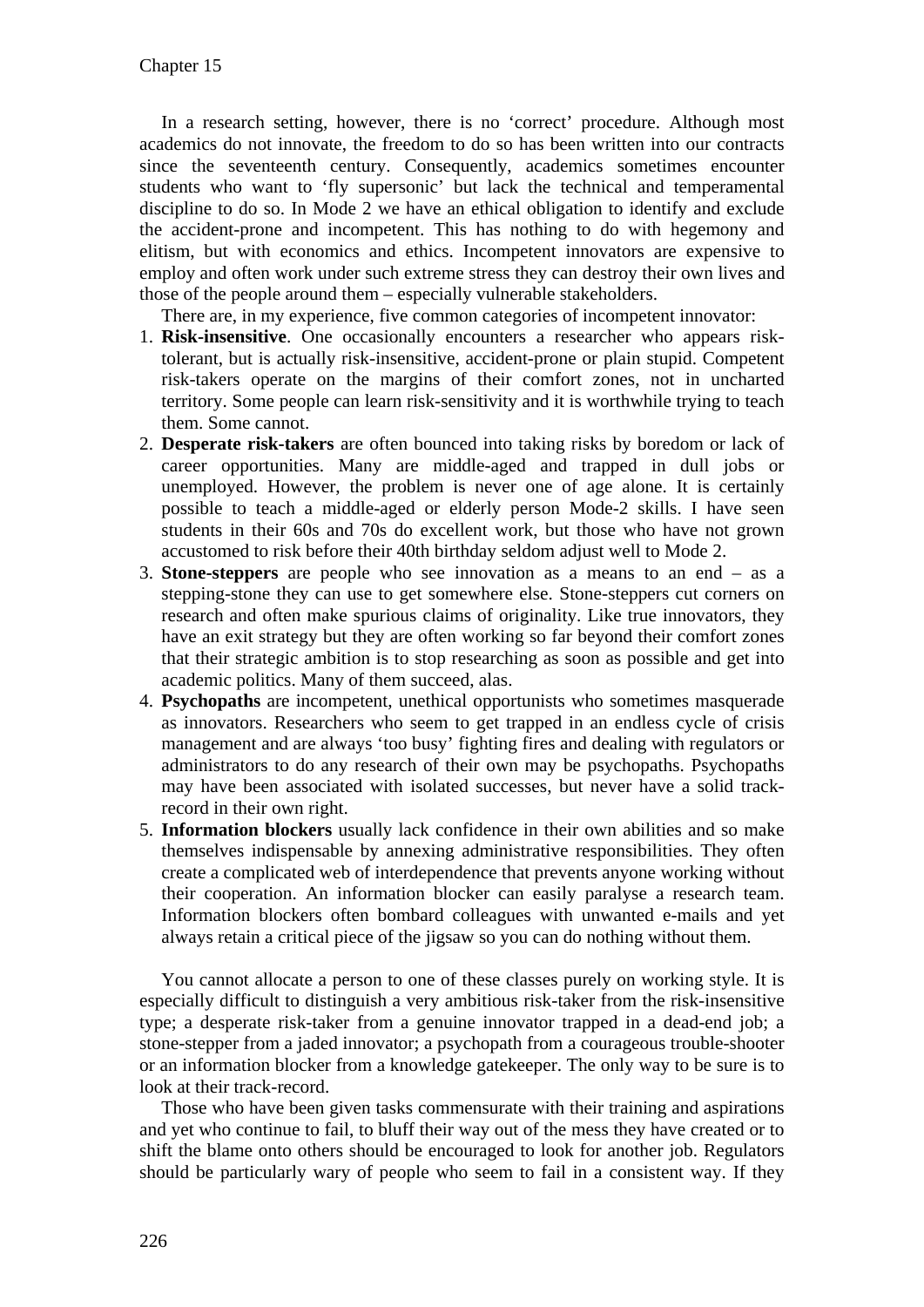In a research setting, however, there is no 'correct' procedure. Although most academics do not innovate, the freedom to do so has been written into our contracts since the seventeenth century. Consequently, academics sometimes encounter students who want to 'fly supersonic' but lack the technical and temperamental discipline to do so. In Mode 2 we have an ethical obligation to identify and exclude the accident-prone and incompetent. This has nothing to do with hegemony and elitism, but with economics and ethics. Incompetent innovators are expensive to employ and often work under such extreme stress they can destroy their own lives and those of the people around them – especially vulnerable stakeholders.

There are, in my experience, five common categories of incompetent innovator:

1. **Risk-insensitive**. One occasionally encounters a researcher who appears risk-tolerant, but is actually risk-insensitive, accident-prone or plain stupid. Competent risk-takers operate on the margins of their comfort zones, not in uncharted territory. Some people can learn risk-sensitivity and it is worthwhile trying to teach them. Some cannot.
2. **Desperate risk-takers** are often bounced into taking risks by boredom or lack of career opportunities. Many are middle-aged and trapped in dull jobs or unemployed. However, the problem is never one of age alone. It is certainly possible to teach a middle-aged or elderly person Mode-2 skills. I have seen students in their 60s and 70s do excellent work, but those who have not grown accustomed to risk before their 40th birthday seldom adjust well to Mode 2.
3. **Stone-steppers** are people who see innovation as a means to an end – as a stepping-stone they can use to get somewhere else. Stone-steppers cut corners on research and often make spurious claims of originality. Like true innovators, they have an exit strategy but they are often working so far beyond their comfort zones that their strategic ambition is to stop researching as soon as possible and get into academic politics. Many of them succeed, alas.
4. **Psychopaths** are incompetent, unethical opportunists who sometimes masquerade as innovators. Researchers who seem to get trapped in an endless cycle of crisis management and are always 'too busy' fighting fires and dealing with regulators or administrators to do any research of their own may be psychopaths. Psychopaths may have been associated with isolated successes, but never have a solid track-record in their own right.
5. **Information blockers** usually lack confidence in their own abilities and so make themselves indispensable by annexing administrative responsibilities. They often create a complicated web of interdependence that prevents anyone working without their cooperation. An information blocker can easily paralyse a research team. Information blockers often bombard colleagues with unwanted e-mails and yet always retain a critical piece of the jigsaw so you can do nothing without them.

You cannot allocate a person to one of these classes purely on working style. It is especially difficult to distinguish a very ambitious risk-taker from the risk-insensitive type; a desperate risk-taker from a genuine innovator trapped in a dead-end job; a stone-stepper from a jaded innovator; a psychopath from a courageous trouble-shooter or an information blocker from a knowledge gatekeeper. The only way to be sure is to look at their track-record.

Those who have been given tasks commensurate with their training and aspirations and yet who continue to fail, to bluff their way out of the mess they have created or to shift the blame onto others should be encouraged to look for another job. Regulators should be particularly wary of people who seem to fail in a consistent way. If they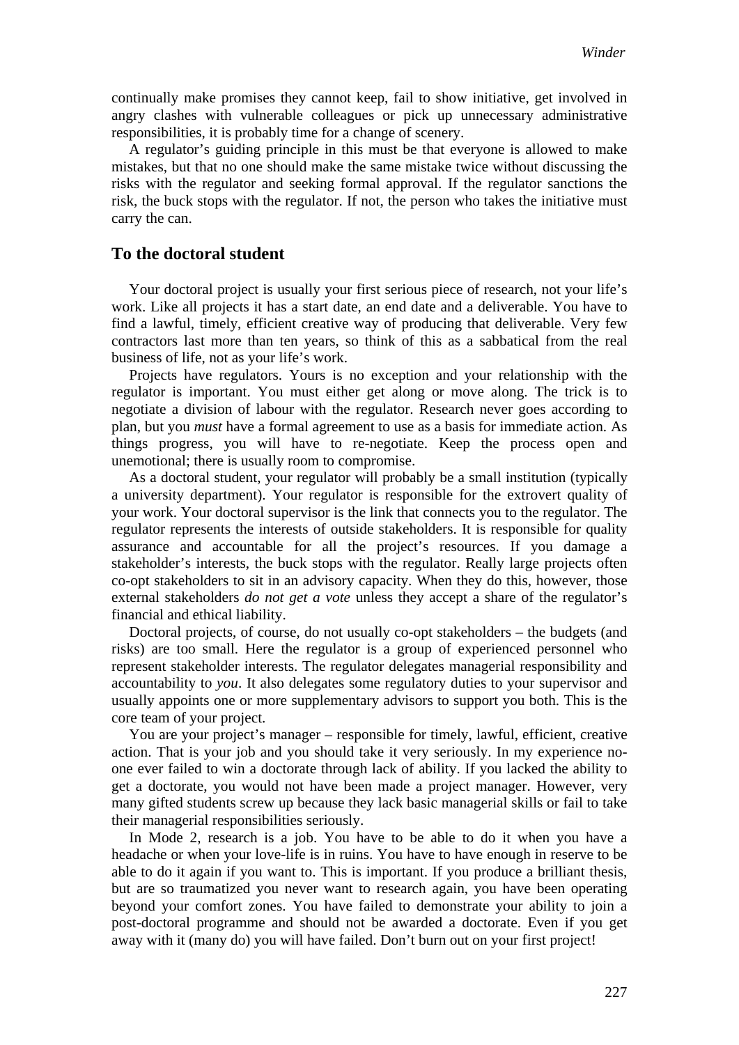continually make promises they cannot keep, fail to show initiative, get involved in angry clashes with vulnerable colleagues or pick up unnecessary administrative responsibilities, it is probably time for a change of scenery.

A regulator's guiding principle in this must be that everyone is allowed to make mistakes, but that no one should make the same mistake twice without discussing the risks with the regulator and seeking formal approval. If the regulator sanctions the risk, the buck stops with the regulator. If not, the person who takes the initiative must carry the can.

## To the doctoral student

Your doctoral project is usually your first serious piece of research, not your life's work. Like all projects it has a start date, an end date and a deliverable. You have to find a lawful, timely, efficient creative way of producing that deliverable. Very few contractors last more than ten years, so think of this as a sabbatical from the real business of life, not as your life's work.

Projects have regulators. Yours is no exception and your relationship with the regulator is important. You must either get along or move along. The trick is to negotiate a division of labour with the regulator. Research never goes according to plan, but you *must* have a formal agreement to use as a basis for immediate action. As things progress, you will have to re-negotiate. Keep the process open and unemotional; there is usually room to compromise.

As a doctoral student, your regulator will probably be a small institution (typically a university department). Your regulator is responsible for the extrovert quality of your work. Your doctoral supervisor is the link that connects you to the regulator. The regulator represents the interests of outside stakeholders. It is responsible for quality assurance and accountable for all the project's resources. If you damage a stakeholder's interests, the buck stops with the regulator. Really large projects often co-opt stakeholders to sit in an advisory capacity. When they do this, however, those external stakeholders *do not get a vote* unless they accept a share of the regulator's financial and ethical liability.

Doctoral projects, of course, do not usually co-opt stakeholders – the budgets (and risks) are too small. Here the regulator is a group of experienced personnel who represent stakeholder interests. The regulator delegates managerial responsibility and accountability to *you*. It also delegates some regulatory duties to your supervisor and usually appoints one or more supplementary advisors to support you both. This is the core team of your project.

You are your project's manager – responsible for timely, lawful, efficient, creative action. That is your job and you should take it very seriously. In my experience no-one ever failed to win a doctorate through lack of ability. If you lacked the ability to get a doctorate, you would not have been made a project manager. However, very many gifted students screw up because they lack basic managerial skills or fail to take their managerial responsibilities seriously.

In Mode 2, research is a job. You have to be able to do it when you have a headache or when your love-life is in ruins. You have to have enough in reserve to be able to do it again if you want to. This is important. If you produce a brilliant thesis, but are so traumatized you never want to research again, you have been operating beyond your comfort zones. You have failed to demonstrate your ability to join a post-doctoral programme and should not be awarded a doctorate. Even if you get away with it (many do) you will have failed. Don't burn out on your first project!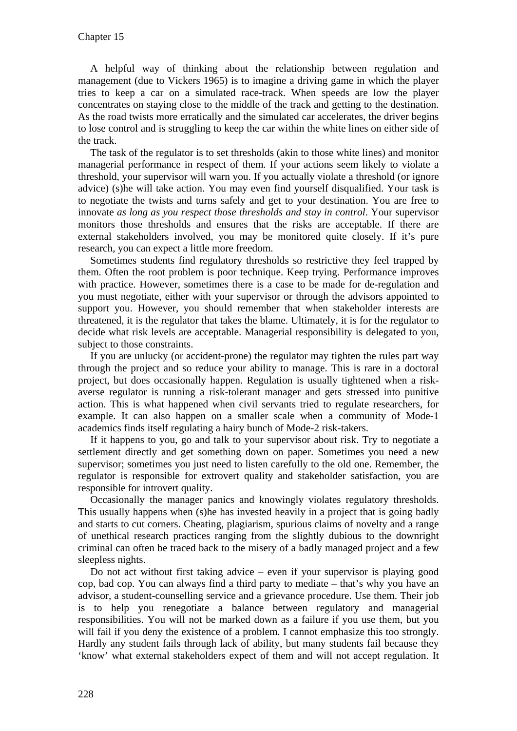A helpful way of thinking about the relationship between regulation and management (due to Vickers 1965) is to imagine a driving game in which the player tries to keep a car on a simulated race-track. When speeds are low the player concentrates on staying close to the middle of the track and getting to the destination. As the road twists more erratically and the simulated car accelerates, the driver begins to lose control and is struggling to keep the car within the white lines on either side of the track.

The task of the regulator is to set thresholds (akin to those white lines) and monitor managerial performance in respect of them. If your actions seem likely to violate a threshold, your supervisor will warn you. If you actually violate a threshold (or ignore advice) (s)he will take action. You may even find yourself disqualified. Your task is to negotiate the twists and turns safely and get to your destination. You are free to innovate *as long as you respect those thresholds and stay in control*. Your supervisor monitors those thresholds and ensures that the risks are acceptable. If there are external stakeholders involved, you may be monitored quite closely. If it's pure research, you can expect a little more freedom.

Sometimes students find regulatory thresholds so restrictive they feel trapped by them. Often the root problem is poor technique. Keep trying. Performance improves with practice. However, sometimes there is a case to be made for de-regulation and you must negotiate, either with your supervisor or through the advisors appointed to support you. However, you should remember that when stakeholder interests are threatened, it is the regulator that takes the blame. Ultimately, it is for the regulator to decide what risk levels are acceptable. Managerial responsibility is delegated to you, subject to those constraints.

If you are unlucky (or accident-prone) the regulator may tighten the rules part way through the project and so reduce your ability to manage. This is rare in a doctoral project, but does occasionally happen. Regulation is usually tightened when a risk-averse regulator is running a risk-tolerant manager and gets stressed into punitive action. This is what happened when civil servants tried to regulate researchers, for example. It can also happen on a smaller scale when a community of Mode-1 academics finds itself regulating a hairy bunch of Mode-2 risk-takers.

If it happens to you, go and talk to your supervisor about risk. Try to negotiate a settlement directly and get something down on paper. Sometimes you need a new supervisor; sometimes you just need to listen carefully to the old one. Remember, the regulator is responsible for extrovert quality and stakeholder satisfaction, you are responsible for introvert quality.

Occasionally the manager panics and knowingly violates regulatory thresholds. This usually happens when (s)he has invested heavily in a project that is going badly and starts to cut corners. Cheating, plagiarism, spurious claims of novelty and a range of unethical research practices ranging from the slightly dubious to the downright criminal can often be traced back to the misery of a badly managed project and a few sleepless nights.

Do not act without first taking advice – even if your supervisor is playing good cop, bad cop. You can always find a third party to mediate – that's why you have an advisor, a student-counselling service and a grievance procedure. Use them. Their job is to help you renegotiate a balance between regulatory and managerial responsibilities. You will not be marked down as a failure if you use them, but you will fail if you deny the existence of a problem. I cannot emphasize this too strongly. Hardly any student fails through lack of ability, but many students fail because they 'know' what external stakeholders expect of them and will not accept regulation. It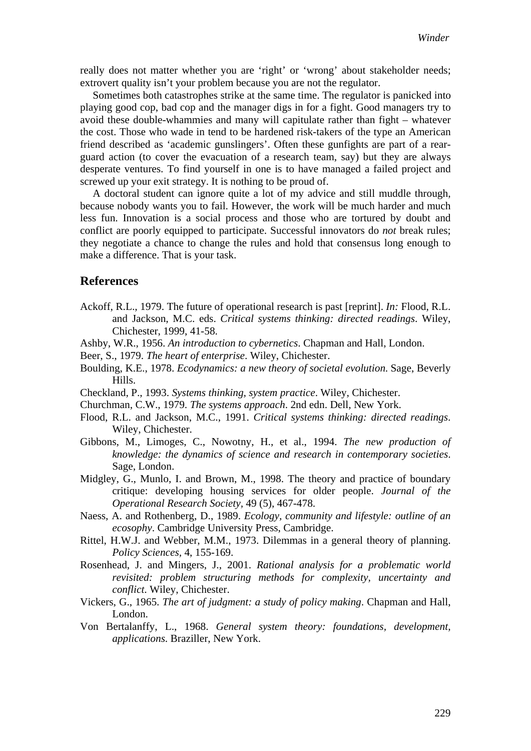really does not matter whether you are 'right' or 'wrong' about stakeholder needs; extrovert quality isn't your problem because you are not the regulator.

Sometimes both catastrophes strike at the same time. The regulator is panicked into playing good cop, bad cop and the manager digs in for a fight. Good managers try to avoid these double-whammies and many will capitulate rather than fight – whatever the cost. Those who wade in tend to be hardened risk-takers of the type an American friend described as 'academic gunslingers'. Often these gunfights are part of a rear-guard action (to cover the evacuation of a research team, say) but they are always desperate ventures. To find yourself in one is to have managed a failed project and screwed up your exit strategy. It is nothing to be proud of.

A doctoral student can ignore quite a lot of my advice and still muddle through, because nobody wants you to fail. However, the work will be much harder and much less fun. Innovation is a social process and those who are tortured by doubt and conflict are poorly equipped to participate. Successful innovators do *not* break rules; they negotiate a chance to change the rules and hold that consensus long enough to make a difference. That is your task.

## References

Ackoff, R.L., 1979. The future of operational research is past [reprint]. *In:* Flood, R.L. and Jackson, M.C. eds. *Critical systems thinking: directed readings*. Wiley, Chichester, 1999, 41-58.

Ashby, W.R., 1956. *An introduction to cybernetics*. Chapman and Hall, London.

Beer, S., 1979. *The heart of enterprise*. Wiley, Chichester.

Boulding, K.E., 1978. *Ecodynamics: a new theory of societal evolution.* Sage, Beverly Hills.

Checkland, P., 1993. *Systems thinking, system practice*. Wiley, Chichester.

Churchman, C.W., 1979. *The systems approach*. 2nd edn. Dell, New York.

Flood, R.L. and Jackson, M.C., 1991. *Critical systems thinking: directed readings*. Wiley, Chichester.

Gibbons, M., Limoges, C., Nowotny, H., et al., 1994. *The new production of knowledge: the dynamics of science and research in contemporary societies*. Sage, London.

Midgley, G., Munlo, I. and Brown, M., 1998. The theory and practice of boundary critique: developing housing services for older people. *Journal of the Operational Research Society*, 49 (5), 467-478.

Naess, A. and Rothenberg, D., 1989. *Ecology, community and lifestyle: outline of an ecosophy*. Cambridge University Press, Cambridge.

Rittel, H.W.J. and Webber, M.M., 1973. Dilemmas in a general theory of planning. *Policy Sciences*, 4, 155-169.

Rosenhead, J. and Mingers, J., 2001. *Rational analysis for a problematic world revisited: problem structuring methods for complexity, uncertainty and conflict*. Wiley, Chichester.

Vickers, G., 1965. *The art of judgment: a study of policy making*. Chapman and Hall, London.

Von Bertalanffy, L., 1968. *General system theory: foundations, development, applications.* Braziller, New York.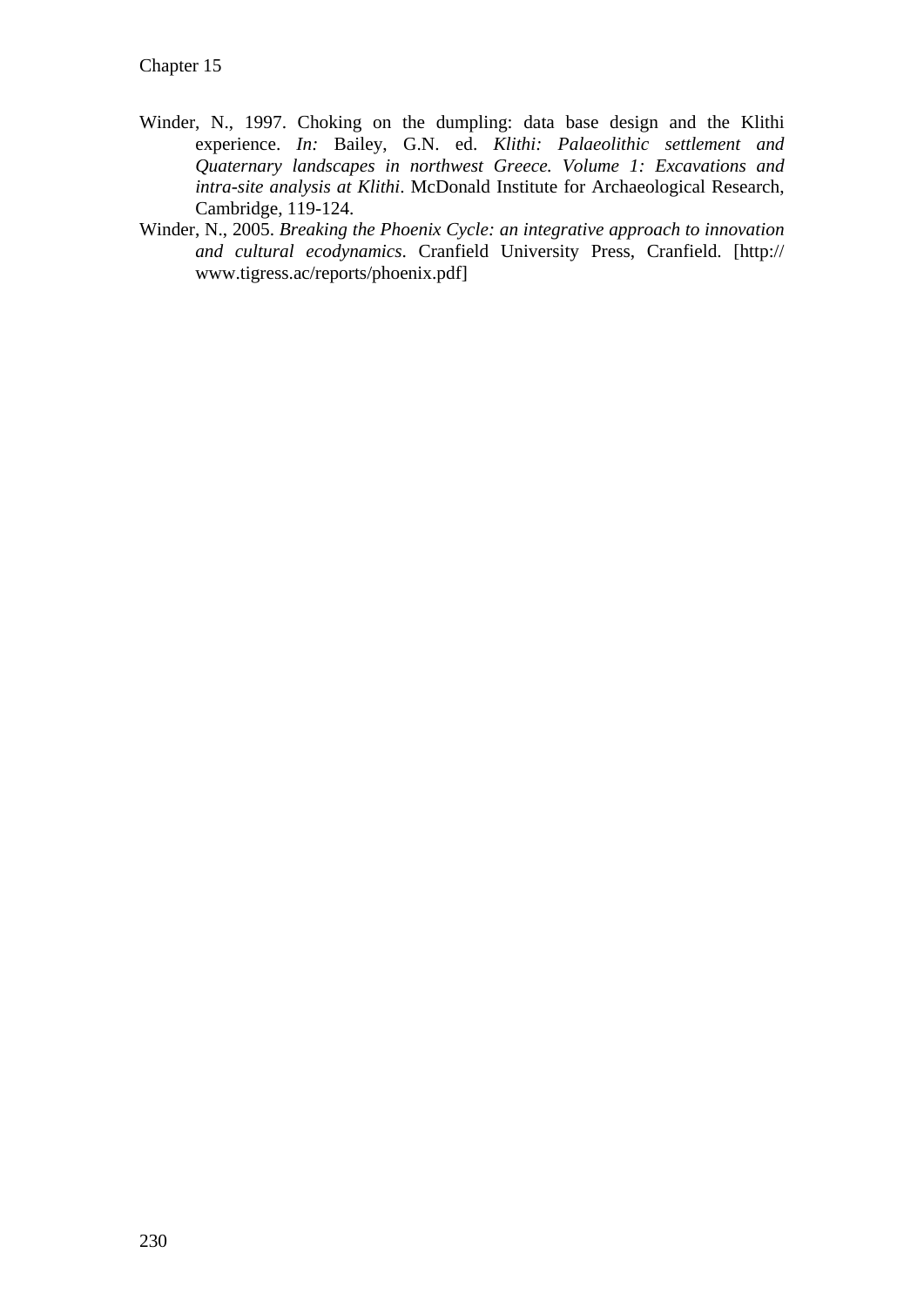Winder, N., 1997. Choking on the dumpling: data base design and the Klithi experience. *In:* Bailey, G.N. ed. *Klithi: Palaeolithic settlement and Quaternary landscapes in northwest Greece. Volume 1: Excavations and intra-site analysis at Klithi*. McDonald Institute for Archaeological Research, Cambridge, 119-124.

Winder, N., 2005. *Breaking the Phoenix Cycle: an integrative approach to innovation and cultural ecodynamics*. Cranfield University Press, Cranfield. [http://www.tigress.ac/reports/phoenix.pdf]